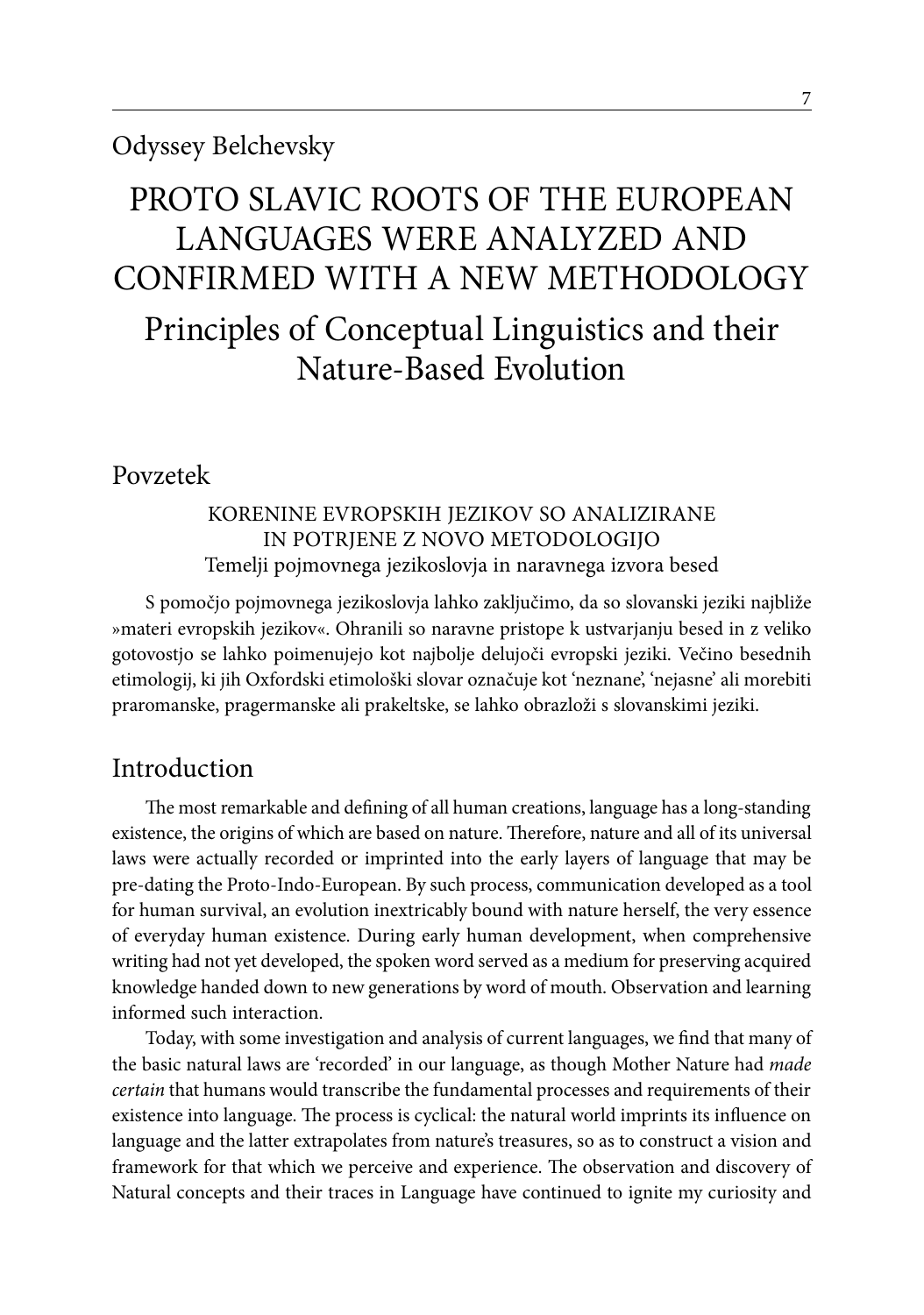Odyssey Belchevsky

# PROTO SLAVIC ROOTS OF THE EUROPEAN LANGUAGES WERE ANALYZED AND CONFIRMED WITH A NEW METHODOLOGY

## Principles of Conceptual Linguistics and their Nature-Based Evolution

## Povzetek

KORENINE EVROPSKIH JEZIKOV SO ANALIZIRANE IN POTRJENE Z NOVO METODOLOGIJO
Temelji pojmovnega jezikoslovja in naravnega izvora besed

S pomočjo pojmovnega jezikoslovja lahko zaključimo, da so slovanski jeziki najbliže »materi evropskih jezikov«. Ohranili so naravne pristope k ustvarjanju besed in z veliko gotovostjo se lahko poimenujejo kot najbolje delujoči evropski jeziki. Večino besednih etimologij, ki jih Oxfordski etimološki slovar označuje kot 'neznane', 'nejasne' ali morebiti praromanske, pragermanske ali prakeltske, se lahko obrazloži s slovanskimi jeziki.

## Introduction

The most remarkable and defining of all human creations, language has a long-standing existence, the origins of which are based on nature. Therefore, nature and all of its universal laws were actually recorded or imprinted into the early layers of language that may be pre-dating the Proto-Indo-European. By such process, communication developed as a tool for human survival, an evolution inextricably bound with nature herself, the very essence of everyday human existence. During early human development, when comprehensive writing had not yet developed, the spoken word served as a medium for preserving acquired knowledge handed down to new generations by word of mouth. Observation and learning informed such interaction.

Today, with some investigation and analysis of current languages, we find that many of the basic natural laws are 'recorded' in our language, as though Mother Nature had *made certain* that humans would transcribe the fundamental processes and requirements of their existence into language. The process is cyclical: the natural world imprints its influence on language and the latter extrapolates from nature's treasures, so as to construct a vision and framework for that which we perceive and experience. The observation and discovery of Natural concepts and their traces in Language have continued to ignite my curiosity and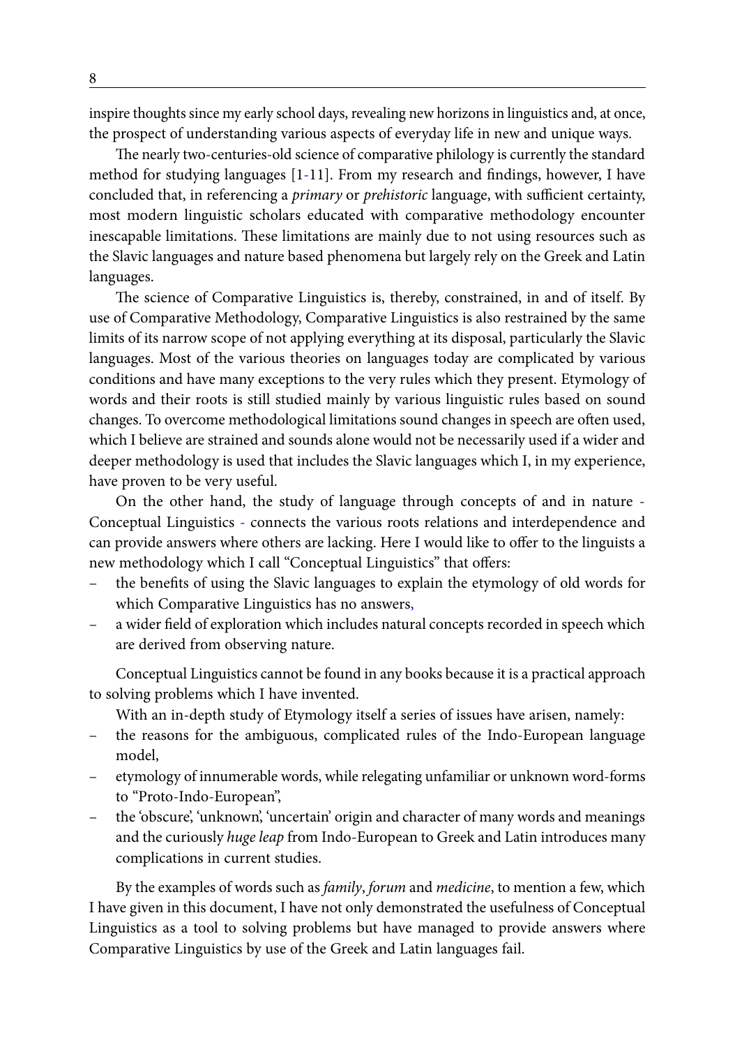inspire thoughts since my early school days, revealing new horizons in linguistics and, at once, the prospect of understanding various aspects of everyday life in new and unique ways.

The nearly two-centuries-old science of comparative philology is currently the standard method for studying languages [1-11]. From my research and findings, however, I have concluded that, in referencing a *primary* or *prehistoric* language, with sufficient certainty, most modern linguistic scholars educated with comparative methodology encounter inescapable limitations. These limitations are mainly due to not using resources such as the Slavic languages and nature based phenomena but largely rely on the Greek and Latin languages.

The science of Comparative Linguistics is, thereby, constrained, in and of itself. By use of Comparative Methodology, Comparative Linguistics is also restrained by the same limits of its narrow scope of not applying everything at its disposal, particularly the Slavic languages. Most of the various theories on languages today are complicated by various conditions and have many exceptions to the very rules which they present. Etymology of words and their roots is still studied mainly by various linguistic rules based on sound changes. To overcome methodological limitations sound changes in speech are often used, which I believe are strained and sounds alone would not be necessarily used if a wider and deeper methodology is used that includes the Slavic languages which I, in my experience, have proven to be very useful.

On the other hand, the study of language through concepts of and in nature - Conceptual Linguistics - connects the various roots relations and interdependence and can provide answers where others are lacking. Here I would like to offer to the linguists a new methodology which I call "Conceptual Linguistics" that offers:

- the benefits of using the Slavic languages to explain the etymology of old words for which Comparative Linguistics has no answers,
- a wider field of exploration which includes natural concepts recorded in speech which are derived from observing nature.

Conceptual Linguistics cannot be found in any books because it is a practical approach to solving problems which I have invented.

With an in-depth study of Etymology itself a series of issues have arisen, namely:

- the reasons for the ambiguous, complicated rules of the Indo-European language model,
- etymology of innumerable words, while relegating unfamiliar or unknown word-forms to "Proto-Indo-European",
- the 'obscure', 'unknown', 'uncertain' origin and character of many words and meanings and the curiously *huge leap* from Indo-European to Greek and Latin introduces many complications in current studies.

By the examples of words such as *family*, *forum* and *medicine*, to mention a few, which I have given in this document, I have not only demonstrated the usefulness of Conceptual Linguistics as a tool to solving problems but have managed to provide answers where Comparative Linguistics by use of the Greek and Latin languages fail.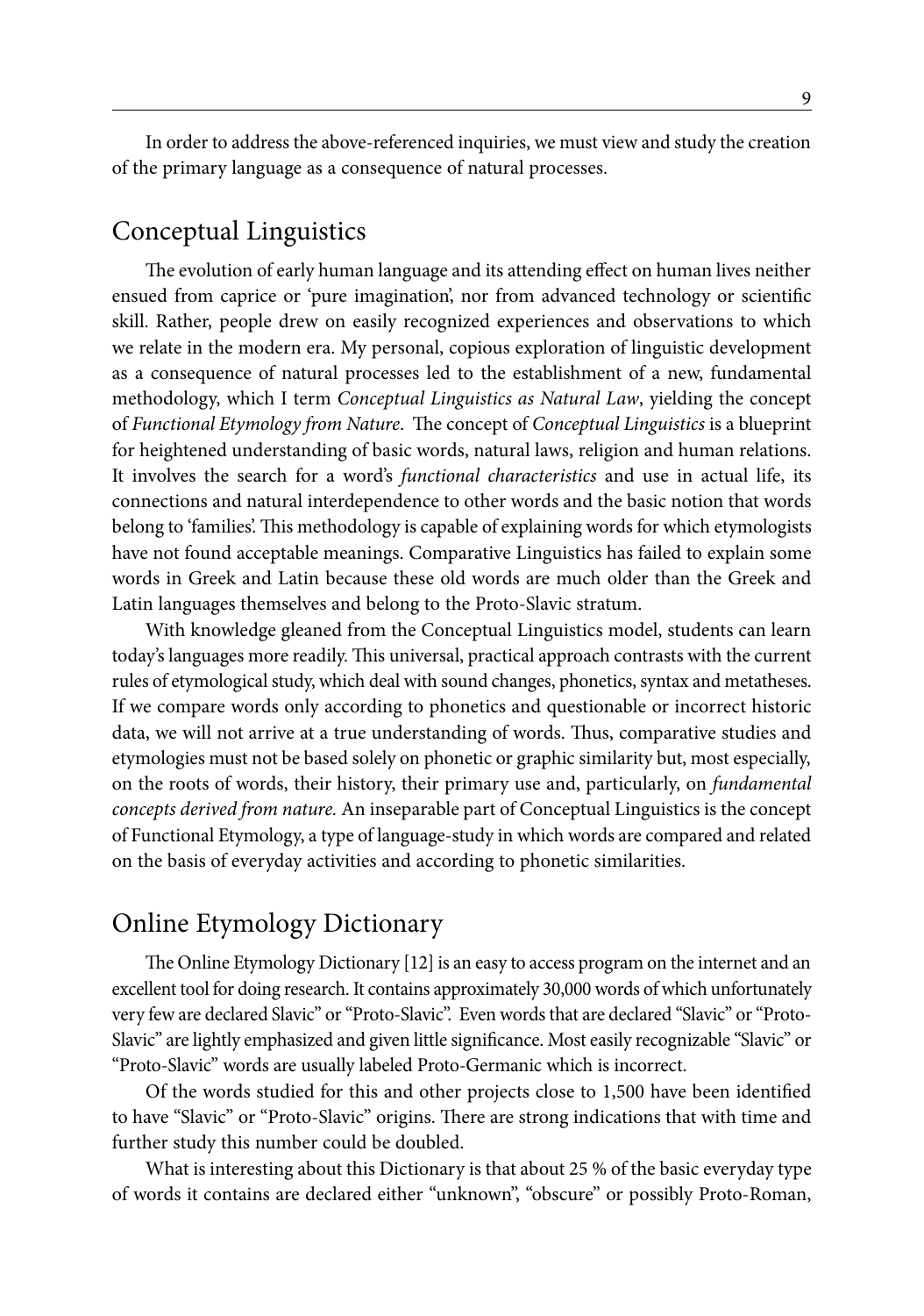In order to address the above-referenced inquiries, we must view and study the creation of the primary language as a consequence of natural processes.

## Conceptual Linguistics

The evolution of early human language and its attending effect on human lives neither ensued from caprice or 'pure imagination', nor from advanced technology or scientific skill. Rather, people drew on easily recognized experiences and observations to which we relate in the modern era. My personal, copious exploration of linguistic development as a consequence of natural processes led to the establishment of a new, fundamental methodology, which I term *Conceptual Linguistics as Natural Law*, yielding the concept of *Functional Etymology from Nature*. The concept of *Conceptual Linguistics* is a blueprint for heightened understanding of basic words, natural laws, religion and human relations. It involves the search for a word's *functional characteristics* and use in actual life, its connections and natural interdependence to other words and the basic notion that words belong to 'families'. This methodology is capable of explaining words for which etymologists have not found acceptable meanings. Comparative Linguistics has failed to explain some words in Greek and Latin because these old words are much older than the Greek and Latin languages themselves and belong to the Proto-Slavic stratum.

With knowledge gleaned from the Conceptual Linguistics model, students can learn today's languages more readily. This universal, practical approach contrasts with the current rules of etymological study, which deal with sound changes, phonetics, syntax and metatheses. If we compare words only according to phonetics and questionable or incorrect historic data, we will not arrive at a true understanding of words. Thus, comparative studies and etymologies must not be based solely on phonetic or graphic similarity but, most especially, on the roots of words, their history, their primary use and, particularly, on *fundamental concepts derived from nature.* An inseparable part of Conceptual Linguistics is the concept of Functional Etymology, a type of language-study in which words are compared and related on the basis of everyday activities and according to phonetic similarities.

## Online Etymology Dictionary

The Online Etymology Dictionary [12] is an easy to access program on the internet and an excellent tool for doing research. It contains approximately 30,000 words of which unfortunately very few are declared Slavic" or "Proto-Slavic". Even words that are declared "Slavic" or "Proto-Slavic" are lightly emphasized and given little significance. Most easily recognizable "Slavic" or "Proto-Slavic" words are usually labeled Proto-Germanic which is incorrect.

Of the words studied for this and other projects close to 1,500 have been identified to have "Slavic" or "Proto-Slavic" origins. There are strong indications that with time and further study this number could be doubled.

What is interesting about this Dictionary is that about 25 % of the basic everyday type of words it contains are declared either "unknown", "obscure" or possibly Proto-Roman,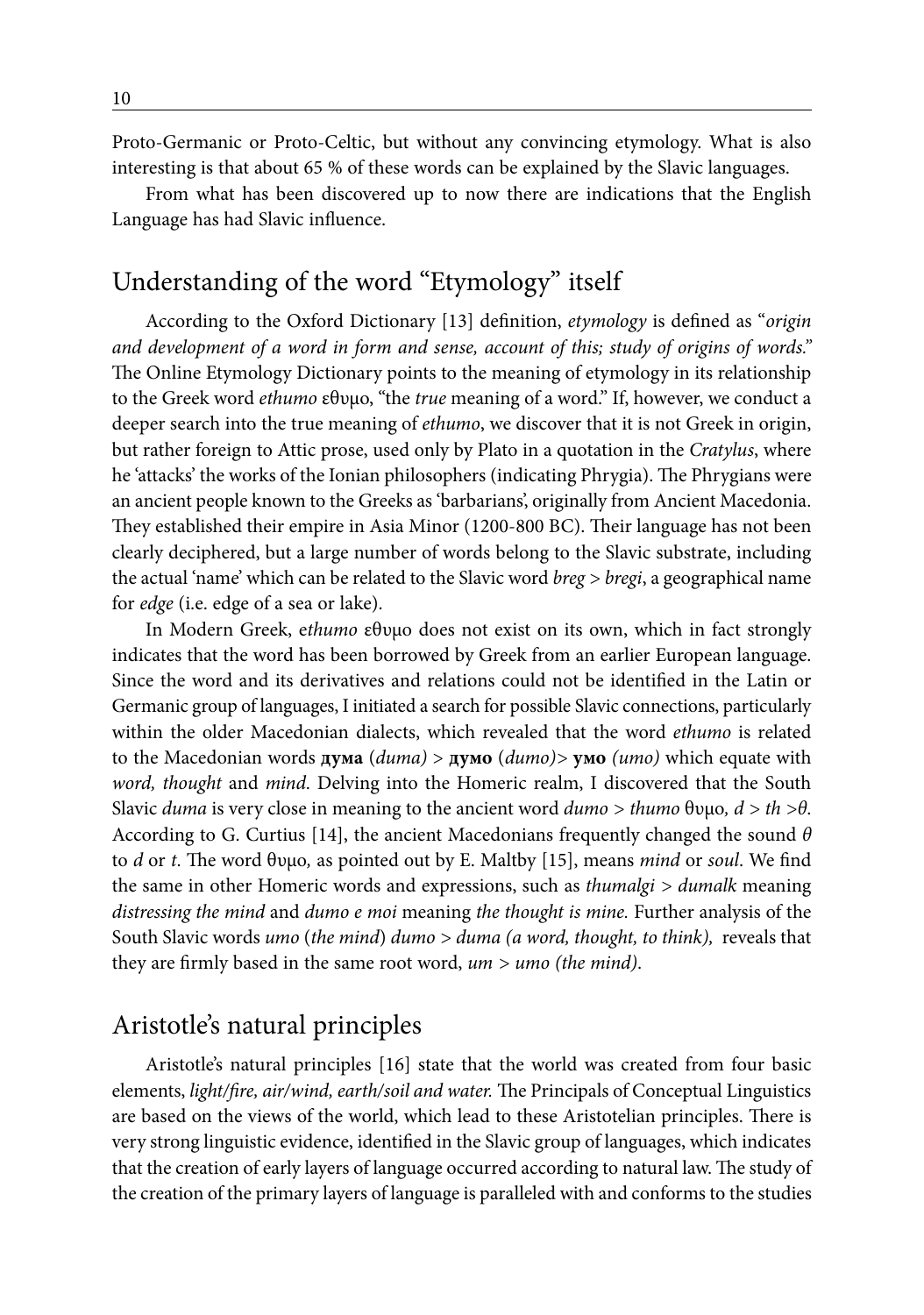Proto-Germanic or Proto-Celtic, but without any convincing etymology. What is also interesting is that about 65 % of these words can be explained by the Slavic languages.

From what has been discovered up to now there are indications that the English Language has had Slavic influence.

## Understanding of the word "Etymology" itself

According to the Oxford Dictionary [13] definition, *etymology* is defined as "*origin and development of a word in form and sense, account of this; study of origins of words.*" The Online Etymology Dictionary points to the meaning of etymology in its relationship to the Greek word *ethumo* εθυμο, "the *true* meaning of a word." If, however, we conduct a deeper search into the true meaning of *ethumo*, we discover that it is not Greek in origin, but rather foreign to Attic prose, used only by Plato in a quotation in the *Cratylus*, where he 'attacks' the works of the Ionian philosophers (indicating Phrygia). The Phrygians were an ancient people known to the Greeks as 'barbarians', originally from Ancient Macedonia. They established their empire in Asia Minor (1200-800 BC). Their language has not been clearly deciphered, but a large number of words belong to the Slavic substrate, including the actual 'name' which can be related to the Slavic word *breg* > *bregi*, a geographical name for *edge* (i.e. edge of a sea or lake).

In Modern Greek, e*thumo* εθυμο does not exist on its own, which in fact strongly indicates that the word has been borrowed by Greek from an earlier European language. Since the word and its derivatives and relations could not be identified in the Latin or Germanic group of languages, I initiated a search for possible Slavic connections, particularly within the older Macedonian dialects, which revealed that the word *ethumo* is related to the Macedonian words **дума** (*duma)* > **думо** (*dumo)*> **умо** *(umo)* which equate with *word, thought* and *mind*. Delving into the Homeric realm, I discovered that the South Slavic *duma* is very close in meaning to the ancient word *dumo* > *thumo* θυμο*, d > th >θ*. According to G. Curtius [14], the ancient Macedonians frequently changed the sound *θ* to *d* or *t*. The word θυμο*,* as pointed out by E. Maltby [15], means *mind* or *soul*. We find the same in other Homeric words and expressions, such as *thumalgi > dumalk* meaning *distressing the mind* and *dumo e moi* meaning *the thought is mine.* Further analysis of the South Slavic words *umo* (*the mind*) *dumo > duma (a word, thought, to think),* reveals that they are firmly based in the same root word, *um > umo (the mind).*

## Aristotle's natural principles

Aristotle's natural principles [16] state that the world was created from four basic elements, *light/fire, air/wind, earth/soil and water.* The Principals of Conceptual Linguistics are based on the views of the world, which lead to these Aristotelian principles. There is very strong linguistic evidence, identified in the Slavic group of languages, which indicates that the creation of early layers of language occurred according to natural law. The study of the creation of the primary layers of language is paralleled with and conforms to the studies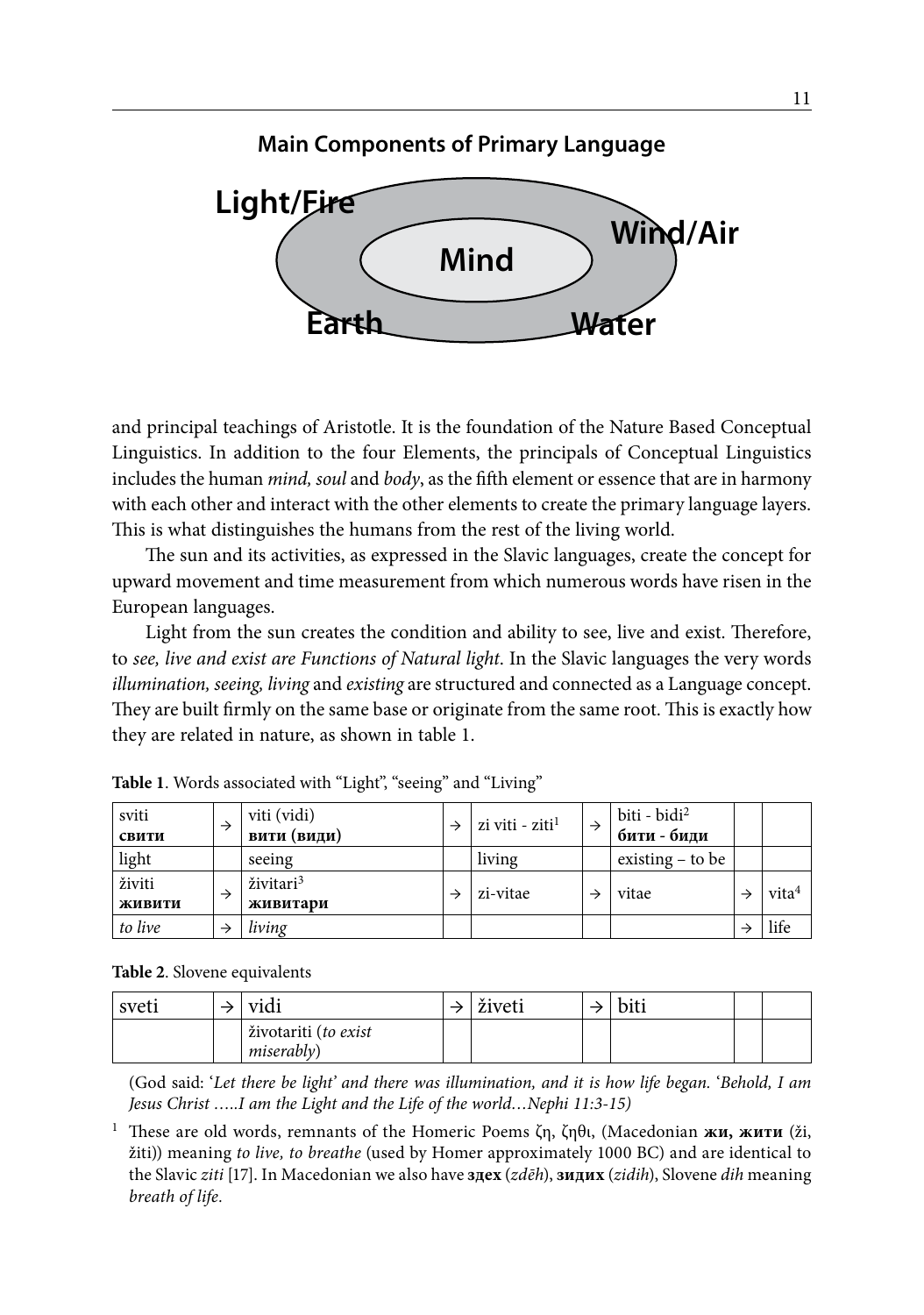**Main Components of Primary Language**

Light/Fire

Wind/Air

Mind

Earth

Water

and principal teachings of Aristotle. It is the foundation of the Nature Based Conceptual Linguistics. In addition to the four Elements, the principals of Conceptual Linguistics includes the human *mind, soul* and *body*, as the fifth element or essence that are in harmony with each other and interact with the other elements to create the primary language layers. This is what distinguishes the humans from the rest of the living world.

The sun and its activities, as expressed in the Slavic languages, create the concept for upward movement and time measurement from which numerous words have risen in the European languages.

Light from the sun creates the condition and ability to see, live and exist. Therefore, to *see, live and exist are Functions of Natural light*. In the Slavic languages the very words *illumination, seeing, living* and *existing* are structured and connected as a Language concept. They are built firmly on the same base or originate from the same root. This is exactly how they are related in nature, as shown in table 1.

**Table 1**. Words associated with "Light", "seeing" and "Living"

| sviti **свити** | → | viti (vidi) **вити (види)** | → | zi viti - ziti[1] | → | biti - bidi[2] **бити - биди** | | |
|---|---|---|---|---|---|---|---|---|
| light | | seeing | | living | | existing – to be | | |
| živiti **живити** | → | živitari[3] **живитари** | → | zi-vitae | → | vitae | → | vita[4] |
| *to live* | → | *living* | | | | | → | life |

**Table 2**. Slovene equivalents

| sveti | → | vidi | → | živeti | → | biti | | |
|---|---|---|---|---|---|---|---|---|
| | | životariti (*to exist miserably*) | | | | | | |

(God said: '*Let there be light' and there was illumination, and it is how life began.* '*Behold, I am Jesus Christ …..I am the Light and the Life of the world…Nephi 11:3-15)*

[1] These are old words, remnants of the Homeric Poems ζη, ζηθι, (Macedonian **жи, living** (ži, žiti)) meaning *to live, to breathe* (used by Homer approximately 1000 BC) and are identical to the Slavic *ziti* [17]. In Macedonian we also have **здех** (*zdēh*), **зидих** (*zidih*), Slovene *dih* meaning *breath of life*.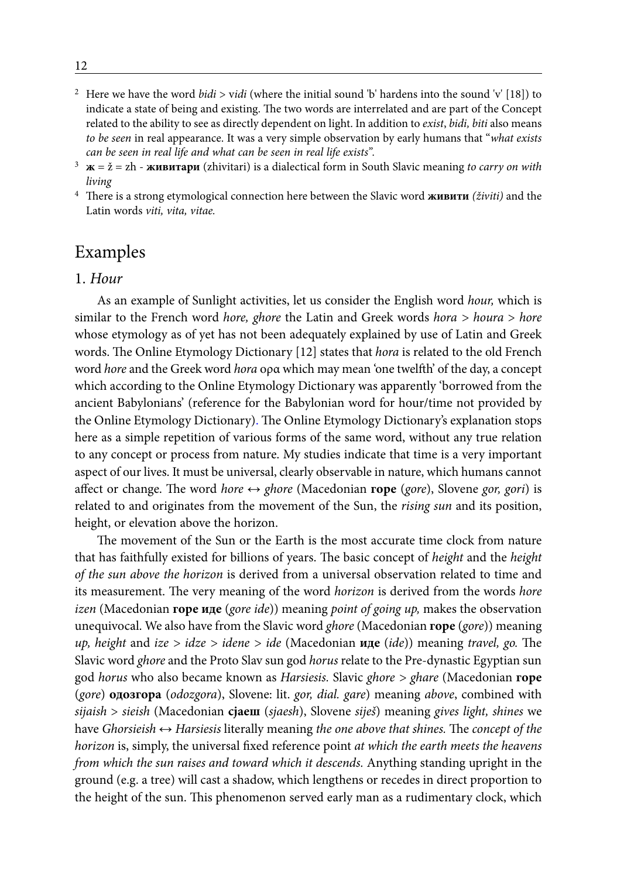[2] Here we have the word *bidi* > v*idi* (where the initial sound 'b' hardens into the sound 'v' [18]) to indicate a state of being and existing. The two words are interrelated and are part of the Concept related to the ability to see as directly dependent on light. In addition to *exist*, *bidi, biti* also means *to be seen* in real appearance. It was a very simple observation by early humans that "*what exists can be seen in real life and what can be seen in real life exists*".

[3] **ж** = ž = zh - **живитари** (zhivitari) is a dialectical form in South Slavic meaning *to carry on with living*

[4] There is a strong etymological connection here between the Slavic word **живити** *(živiti)* and the Latin words *viti, vita, vitae.*

## Examples

### 1. *Hour*

As an example of Sunlight activities, let us consider the English word *hour,* which is similar to the French word *hore, ghore* the Latin and Greek words *hora* > *houra* > *hore* whose etymology as of yet has not been adequately explained by use of Latin and Greek words. The Online Etymology Dictionary [12] states that *hora* is related to the old French word *hore* and the Greek word *hora* ορα which may mean 'one twelfth' of the day, a concept which according to the Online Etymology Dictionary was apparently 'borrowed from the ancient Babylonians' (reference for the Babylonian word for hour/time not provided by the Online Etymology Dictionary). The Online Etymology Dictionary's explanation stops here as a simple repetition of various forms of the same word, without any true relation to any concept or process from nature. My studies indicate that time is a very important aspect of our lives. It must be universal, clearly observable in nature, which humans cannot affect or change. The word *hore* ↔ *ghore* (Macedonian **горе** (*gore*), Slovene *gor, gori*) is related to and originates from the movement of the Sun, the *rising sun* and its position, height, or elevation above the horizon.

The movement of the Sun or the Earth is the most accurate time clock from nature that has faithfully existed for billions of years. The basic concept of *height* and the *height of the sun above the horizon* is derived from a universal observation related to time and its measurement. The very meaning of the word *horizon* is derived from the words *hore izen* (Macedonian **горе иде** (*gore ide*)) meaning *point of going up,* makes the observation unequivocal. We also have from the Slavic word *ghore* (Macedonian **горе** (*gore*)) meaning *up, height* and *ize* > *idze* > *idene* > *ide* (Macedonian **иде** (*ide*)) meaning *travel, go.* The Slavic word *ghore* and the Proto Slav sun god *horus* relate to the Pre-dynastic Egyptian sun god *horus* who also became known as *Harsiesis.* Slavic *ghore* > *ghare* (Macedonian **горе** (*gore*) **одозгора** (*odozgora*), Slovene: lit. *gor, dial. gare*) meaning *above*, combined with *sijaish* > *sieish* (Macedonian **сјаеш** (*sjaesh*), Slovene *siješ*) meaning *gives light, shines* we have *Ghorsieish* ↔ *Harsiesis* literally meaning *the one above that shines.* The *concept of the horizon* is, simply, the universal fixed reference point *at which the earth meets the heavens from which the sun raises and toward which it descends.* Anything standing upright in the ground (e.g. a tree) will cast a shadow, which lengthens or recedes in direct proportion to the height of the sun. This phenomenon served early man as a rudimentary clock, which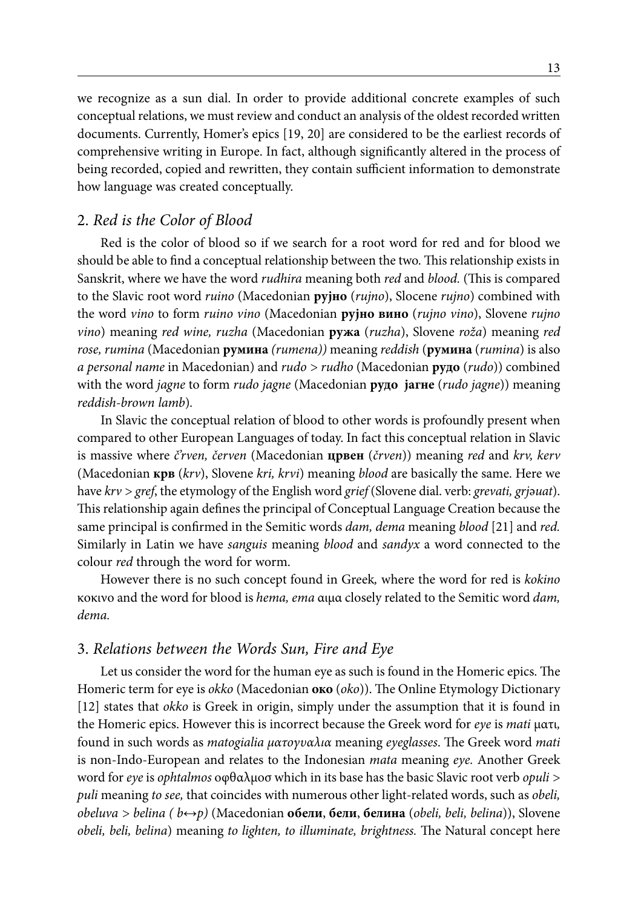we recognize as a sun dial. In order to provide additional concrete examples of such conceptual relations, we must review and conduct an analysis of the oldest recorded written documents. Currently, Homer's epics [19, 20] are considered to be the earliest records of comprehensive writing in Europe. In fact, although significantly altered in the process of being recorded, copied and rewritten, they contain sufficient information to demonstrate how language was created conceptually.

## 2. *Red is the Color of Blood*

Red is the color of blood so if we search for a root word for red and for blood we should be able to find a conceptual relationship between the two. This relationship exists in Sanskrit, where we have the word *rudhira* meaning both *red* and *blood.* (This is compared to the Slavic root word *ruino* (Macedonian **рујно** (*rujno*), Slocene *rujno*) combined with the word *vino* to form *ruino vino* (Macedonian **рујно вино** (*rujno vino*), Slovene *rujno vino*) meaning *red wine, ruzha* (Macedonian **ружа** (*ruzha*), Slovene *roža*) meaning *red rose, rumina* (Macedonian **румина** *(rumena))* meaning *reddish* (**румина** (*rumina*) is also *a personal name* in Macedonian) and *rudo* > *rudho* (Macedonian **рудо** (*rudo*)) combined with the word *jagne* to form *rudo jagne* (Macedonian **рудо јагне** (*rudo jagne*)) meaning *reddish-brown lamb*).

In Slavic the conceptual relation of blood to other words is profoundly present when compared to other European Languages of today. In fact this conceptual relation in Slavic is massive where *č'rven, červen* (Macedonian **црвен** (*črven*)) meaning *red* and *krv, kerv* (Macedonian **крв** (*krv*), Slovene *kri, krvi*) meaning *blood* are basically the same. Here we have *krv* > *gref*, the etymology of the English word *grief* (Slovene dial. verb: *grevati, grjəuat*). This relationship again defines the principal of Conceptual Language Creation because the same principal is confirmed in the Semitic words *dam, dema* meaning *blood* [21] and *red.* Similarly in Latin we have *sanguis* meaning *blood* and *sandyx* a word connected to the colour *red* through the word for worm.

However there is no such concept found in Greek*,* where the word for red is *kokino* κοκινο and the word for blood is *hema, ema* αιμα closely related to the Semitic word *dam, dema.*

## 3. *Relations between the Words Sun, Fire and Eye*

Let us consider the word for the human eye as such is found in the Homeric epics. The Homeric term for eye is *okko* (Macedonian **око** (*oko*)). The Online Etymology Dictionary [12] states that *okko* is Greek in origin, simply under the assumption that it is found in the Homeric epics. However this is incorrect because the Greek word for *eye* is *mati* ματι, found in such words as *matogialia ματογυαλια* meaning *eyeglasses*. The Greek word *mati* is non-Indo-European and relates to the Indonesian *mata* meaning *eye.* Another Greek word for *eye* is *ophtalmos* οφθαλμοσ which in its base has the basic Slavic root verb *opuli* > *puli* meaning *to see,* that coincides with numerous other light-related words, such as *obeli, obeluva* > *belina ( b↔p)* (Macedonian **обели**, **бели**, **белина** (*obeli, beli, belina*)), Slovene *obeli, beli, belina*) meaning *to lighten, to illuminate, brightness.* The Natural concept here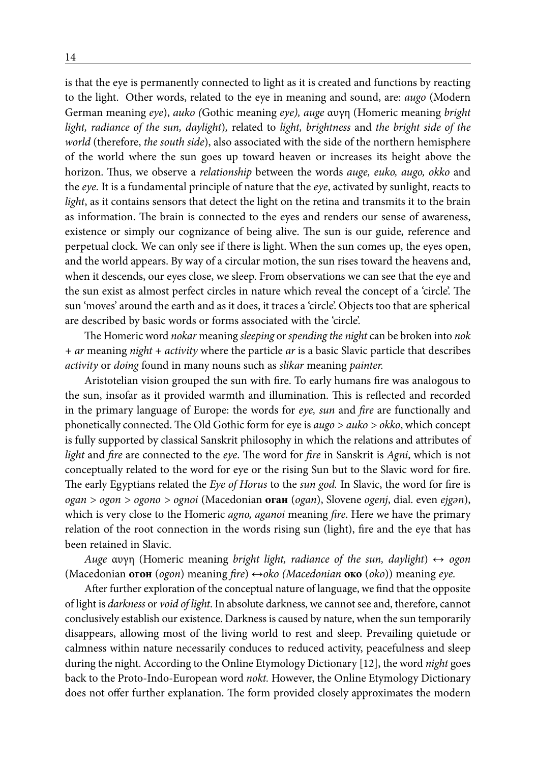is that the eye is permanently connected to light as it is created and functions by reacting to the light. Other words, related to the eye in meaning and sound, are: *augo* (Modern German meaning *eye*), *auko (*Gothic meaning *eye), auge* αυγη (Homeric meaning *bright light, radiance of the sun, daylight*)*,* related to *light, brightness* and *the bright side of the world* (therefore, *the south side*), also associated with the side of the northern hemisphere of the world where the sun goes up toward heaven or increases its height above the horizon. Thus, we observe a *relationship* between the words *auge, euko, augo, okko* and the *eye.* It is a fundamental principle of nature that the *eye*, activated by sunlight, reacts to *light*, as it contains sensors that detect the light on the retina and transmits it to the brain as information. The brain is connected to the eyes and renders our sense of awareness, existence or simply our cognizance of being alive. The sun is our guide, reference and perpetual clock. We can only see if there is light. When the sun comes up, the eyes open, and the world appears. By way of a circular motion, the sun rises toward the heavens and, when it descends, our eyes close, we sleep. From observations we can see that the eye and the sun exist as almost perfect circles in nature which reveal the concept of a 'circle'. The sun 'moves' around the earth and as it does, it traces a 'circle'. Objects too that are spherical are described by basic words or forms associated with the 'circle'.

The Homeric word *nokar* meaning *sleeping* or *spending the night* can be broken into *nok + ar* meaning *night + activity* where the particle *ar* is a basic Slavic particle that describes *activity* or *doing* found in many nouns such as *slikar* meaning *painter.*

Aristotelian vision grouped the sun with fire. To early humans fire was analogous to the sun, insofar as it provided warmth and illumination. This is reflected and recorded in the primary language of Europe: the words for *eye, sun* and *fire* are functionally and phonetically connected. The Old Gothic form for eye is *augo* > *auko* > *okko*, which concept is fully supported by classical Sanskrit philosophy in which the relations and attributes of *light* and *fire* are connected to the *eye*. The word for *fire* in Sanskrit is *Agni*, which is not conceptually related to the word for eye or the rising Sun but to the Slavic word for fire. The early Egyptians related the *Eye of Horus* to the *sun god.* In Slavic, the word for fire is *ogan* > *ogon* > *ogono* > *ognoi* (Macedonian **оган** (*ogan*), Slovene *ogenj*, dial. even *ejgən*), which is very close to the Homeric *agno, aganoi* meaning *fire*. Here we have the primary relation of the root connection in the words rising sun (light), fire and the eye that has been retained in Slavic.

*Auge* αυγη (Homeric meaning *bright light, radiance of the sun, daylight*) ↔ *ogon* (Macedonian **огон** (*ogon*) meaning *fire*) ↔*oko (Macedonian* **око** (*oko*)) meaning *eye.*

After further exploration of the conceptual nature of language, we find that the opposite of light is *darkness* or *void of light*. In absolute darkness, we cannot see and, therefore, cannot conclusively establish our existence. Darkness is caused by nature, when the sun temporarily disappears, allowing most of the living world to rest and sleep. Prevailing quietude or calmness within nature necessarily conduces to reduced activity, peacefulness and sleep during the night. According to the Online Etymology Dictionary [12], the word *night* goes back to the Proto-Indo-European word *nokt.* However, the Online Etymology Dictionary does not offer further explanation. The form provided closely approximates the modern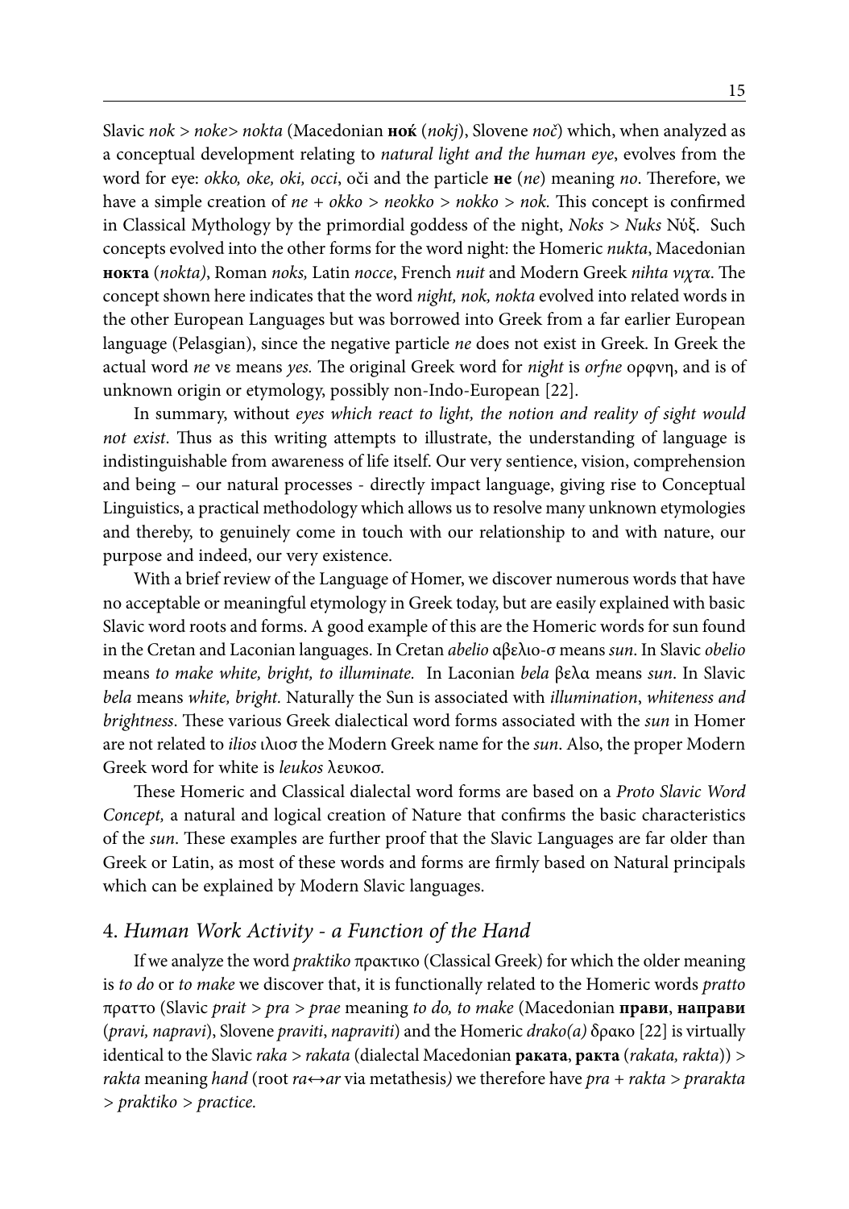Slavic *nok* > *noke*> *nokta* (Macedonian **нoќ** (*nokj*), Slovene *noč*) which, when analyzed as a conceptual development relating to *natural light and the human eye*, evolves from the word for eye: *okko, oke, oki, occi*, oči and the particle **не** (*ne*) meaning *no*. Therefore, we have a simple creation of *ne* + *okko* > *neokko* > *nokko* > *nok*. This concept is confirmed in Classical Mythology by the primordial goddess of the night, *Noks* > *Nuks* Νύξ. Such concepts evolved into the other forms for the word night: the Homeric *nukta*, Macedonian **нокта** (*nokta)*, Roman *noks,* Latin *nocce*, French *nuit* and Modern Greek *nihta νιχτα*. The concept shown here indicates that the word *night, nok, nokta* evolved into related words in the other European Languages but was borrowed into Greek from a far earlier European language (Pelasgian), since the negative particle *ne* does not exist in Greek. In Greek the actual word *ne* νε means *yes.* The original Greek word for *night* is *orfne* ορφνη, and is of unknown origin or etymology, possibly non-Indo-European [22].

In summary, without *eyes which react to light, the notion and reality of sight would not exist*. Thus as this writing attempts to illustrate, the understanding of language is indistinguishable from awareness of life itself. Our very sentience, vision, comprehension and being – our natural processes - directly impact language, giving rise to Conceptual Linguistics, a practical methodology which allows us to resolve many unknown etymologies and thereby, to genuinely come in touch with our relationship to and with nature, our purpose and indeed, our very existence.

With a brief review of the Language of Homer, we discover numerous words that have no acceptable or meaningful etymology in Greek today, but are easily explained with basic Slavic word roots and forms. A good example of this are the Homeric words for sun found in the Cretan and Laconian languages. In Cretan *abelio* αβελιο-σ means *sun*. In Slavic *obelio* means *to make white, bright, to illuminate.* In Laconian *bela* βελα means *sun*. In Slavic *bela* means *white, bright.* Naturally the Sun is associated with *illumination*, *whiteness and brightness*. These various Greek dialectical word forms associated with the *sun* in Homer are not related to *ilios* ιλιοσ the Modern Greek name for the *sun*. Also, the proper Modern Greek word for white is *leukos* λευκοσ.

These Homeric and Classical dialectal word forms are based on a *Proto Slavic Word Concept,* a natural and logical creation of Nature that confirms the basic characteristics of the *sun*. These examples are further proof that the Slavic Languages are far older than Greek or Latin, as most of these words and forms are firmly based on Natural principals which can be explained by Modern Slavic languages.

## 4. *Human Work Activity - a Function of the Hand*

If we analyze the word *praktiko* πρακτικο (Classical Greek) for which the older meaning is *to do* or *to make* we discover that, it is functionally related to the Homeric words *pratto* πραττο (Slavic *prait* > *pra* > *prae* meaning *to do, to make* (Macedonian **прави**, **направи** (*pravi, napravi*), Slovene *praviti*, *napraviti*) and the Homeric *drako(a)* δρακο [22] is virtually identical to the Slavic *raka* > *rakata* (dialectal Macedonian **раката**, **ракта** (*rakata, rakta*)) > *rakta* meaning *hand* (root *ra↔ar* via metathesis*)* we therefore have *pra* + *rakta* > *prarakta* > *praktiko* > *practice.*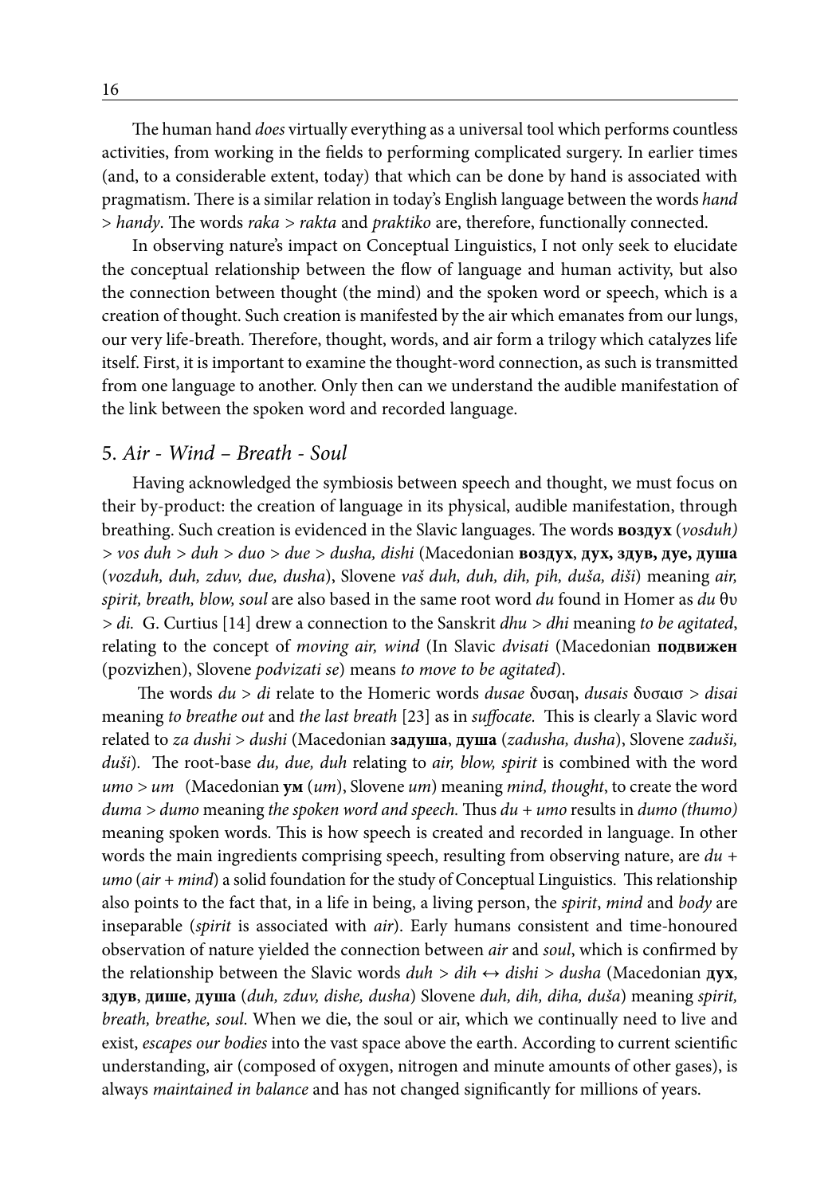The human hand *does* virtually everything as a universal tool which performs countless activities, from working in the fields to performing complicated surgery. In earlier times (and, to a considerable extent, today) that which can be done by hand is associated with pragmatism. There is a similar relation in today's English language between the words *hand* > *handy*. The words *raka* > *rakta* and *praktiko* are, therefore, functionally connected.

In observing nature's impact on Conceptual Linguistics, I not only seek to elucidate the conceptual relationship between the flow of language and human activity, but also the connection between thought (the mind) and the spoken word or speech, which is a creation of thought. Such creation is manifested by the air which emanates from our lungs, our very life-breath. Therefore, thought, words, and air form a trilogy which catalyzes life itself. First, it is important to examine the thought-word connection, as such is transmitted from one language to another. Only then can we understand the audible manifestation of the link between the spoken word and recorded language.

## 5. *Air - Wind – Breath - Soul*

Having acknowledged the symbiosis between speech and thought, we must focus on their by-product: the creation of language in its physical, audible manifestation, through breathing. Such creation is evidenced in the Slavic languages. The words **воздух** (*vosduh)* > *vos duh* > *duh* > *duo* > *due* > *dusha, dishi* (Macedonian **воздух**, **дух, здув, дуе, душа** (*vozduh, duh, zduv, due, dusha*), Slovene *vaš duh, duh, dih, pih, duša, diši*) meaning *air, spirit, breath, blow, soul* are also based in the same root word *du* found in Homer as *du* θυ > *di.* G. Curtius [14] drew a connection to the Sanskrit *dhu* > *dhi* meaning *to be agitated*, relating to the concept of *moving air, wind* (In Slavic *dvisati* (Macedonian **подвижен** (pozvizhen), Slovene *podvizati se*) means *to move to be agitated*).

The words *du* > *di* relate to the Homeric words *dusae* δυσαη, *dusais* δυσαισ > *disai* meaning *to breathe out* and *the last breath* [23] as in *suffocate.* This is clearly a Slavic word related to *za dushi* > *dushi* (Macedonian **задуша**, **душа** (*zadusha, dusha*), Slovene *zaduši, duši*). The root-base *du, due, duh* relating to *air, blow, spirit* is combined with the word *umo* > *um* (Macedonian **ум** (*um*), Slovene *um*) meaning *mind, thought*, to create the word *duma* > *dumo* meaning *the spoken word and speech.* Thus *du* + *umo* results in *dumo (thumo)* meaning spoken words. This is how speech is created and recorded in language. In other words the main ingredients comprising speech, resulting from observing nature, are *du* + *umo* (*air* + *mind*) a solid foundation for the study of Conceptual Linguistics. This relationship also points to the fact that, in a life in being, a living person, the *spirit*, *mind* and *body* are inseparable (*spirit* is associated with *air*). Early humans consistent and time-honoured observation of nature yielded the connection between *air* and *soul*, which is confirmed by the relationship between the Slavic words *duh* > *dih* ↔ *dishi* > *dusha* (Macedonian **дух**, **здув**, **дише**, **душа** (*duh, zduv, dishe, dusha*) Slovene *duh, dih, diha, duša*) meaning *spirit, breath, breathe, soul*. When we die, the soul or air, which we continually need to live and exist, *escapes our bodies* into the vast space above the earth. According to current scientific understanding, air (composed of oxygen, nitrogen and minute amounts of other gases), is always *maintained in balance* and has not changed significantly for millions of years.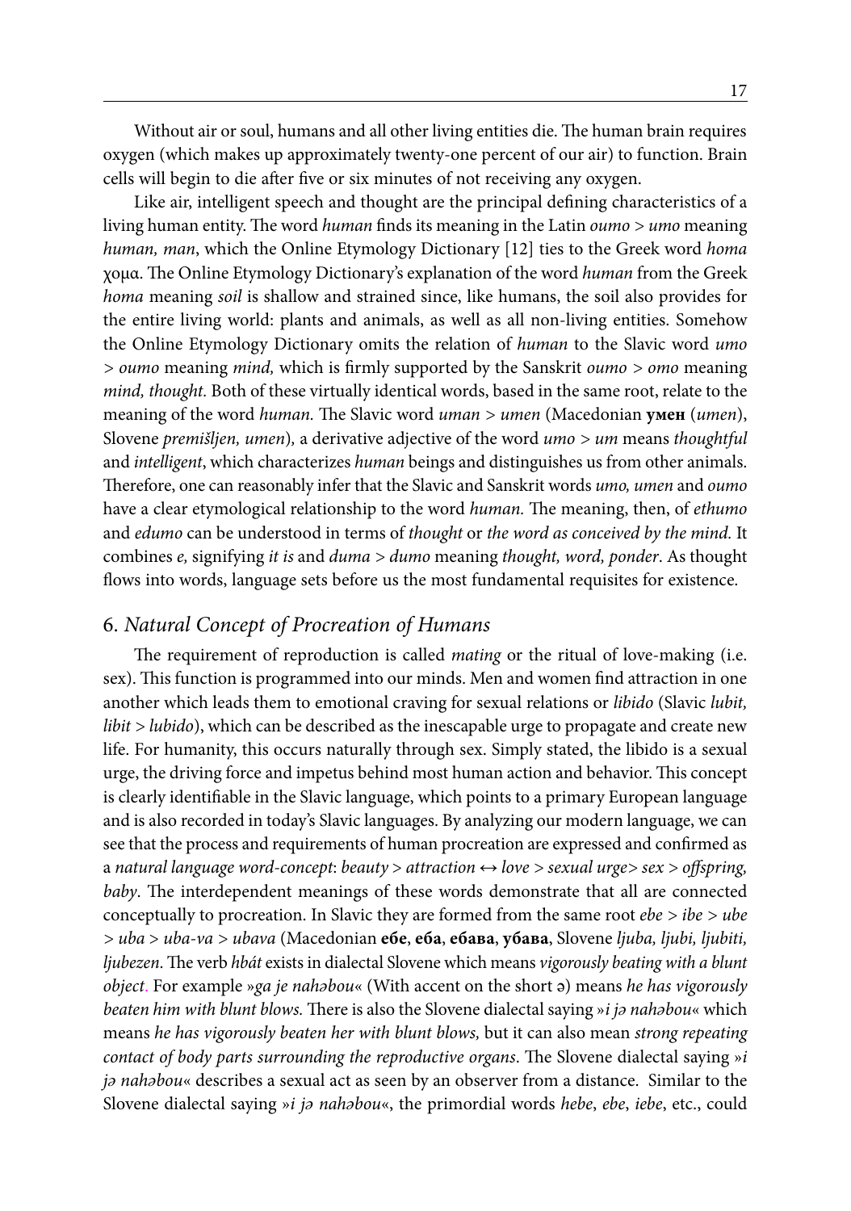Without air or soul, humans and all other living entities die. The human brain requires oxygen (which makes up approximately twenty-one percent of our air) to function. Brain cells will begin to die after five or six minutes of not receiving any oxygen.

Like air, intelligent speech and thought are the principal defining characteristics of a living human entity. The word *human* finds its meaning in the Latin *oumo > umo* meaning *human, man*, which the Online Etymology Dictionary [12] ties to the Greek word *homa* χομα. The Online Etymology Dictionary's explanation of the word *human* from the Greek *homa* meaning *soil* is shallow and strained since, like humans, the soil also provides for the entire living world: plants and animals, as well as all non-living entities. Somehow the Online Etymology Dictionary omits the relation of *human* to the Slavic word *umo > oumo* meaning *mind,* which is firmly supported by the Sanskrit *oumo > omo* meaning *mind, thought.* Both of these virtually identical words, based in the same root, relate to the meaning of the word *human.* The Slavic word *uman > umen* (Macedonian **умен** (*umen*), Slovene *premišljen, umen*)*,* a derivative adjective of the word *umo > um* means *thoughtful* and *intelligent*, which characterizes *human* beings and distinguishes us from other animals. Therefore, one can reasonably infer that the Slavic and Sanskrit words *umo, umen* and *oumo* have a clear etymological relationship to the word *human.* The meaning, then, of *ethumo* and *edumo* can be understood in terms of *thought* or *the word as conceived by the mind.* It combines *e,* signifying *it is* and *duma > dumo* meaning *thought, word, ponder*. As thought flows into words, language sets before us the most fundamental requisites for existence.

## 6. *Natural Concept of Procreation of Humans*

The requirement of reproduction is called *mating* or the ritual of love-making (i.e. sex). This function is programmed into our minds. Men and women find attraction in one another which leads them to emotional craving for sexual relations or *libido* (Slavic *lubit, libit > lubido*), which can be described as the inescapable urge to propagate and create new life. For humanity, this occurs naturally through sex. Simply stated, the libido is a sexual urge, the driving force and impetus behind most human action and behavior. This concept is clearly identifiable in the Slavic language, which points to a primary European language and is also recorded in today's Slavic languages. By analyzing our modern language, we can see that the process and requirements of human procreation are expressed and confirmed as a *natural language word-concept*: *beauty > attraction ↔ love > sexual urge> sex > offspring, baby*. The interdependent meanings of these words demonstrate that all are connected conceptually to procreation. In Slavic they are formed from the same root *ebe > ibe > ube > uba > uba-va > ubava* (Macedonian **ебе**, **еба**, **ебава**, **убава**, Slovene *ljuba, ljubi, ljubiti, ljubezen*. The verb *hbát* exists in dialectal Slovene which means *vigorously beating with a blunt object*. For example »*ga je nahəbou*« (With accent on the short ə) means *he has vigorously beaten him with blunt blows.* There is also the Slovene dialectal saying »*i jə nahəbou*« which means *he has vigorously beaten her with blunt blows,* but it can also mean *strong repeating contact of body parts surrounding the reproductive organs*. The Slovene dialectal saying »*i jə nahəbou*« describes a sexual act as seen by an observer from a distance. Similar to the Slovene dialectal saying »*i jə nahəbou*«, the primordial words *hebe*, *ebe*, *iebe*, etc., could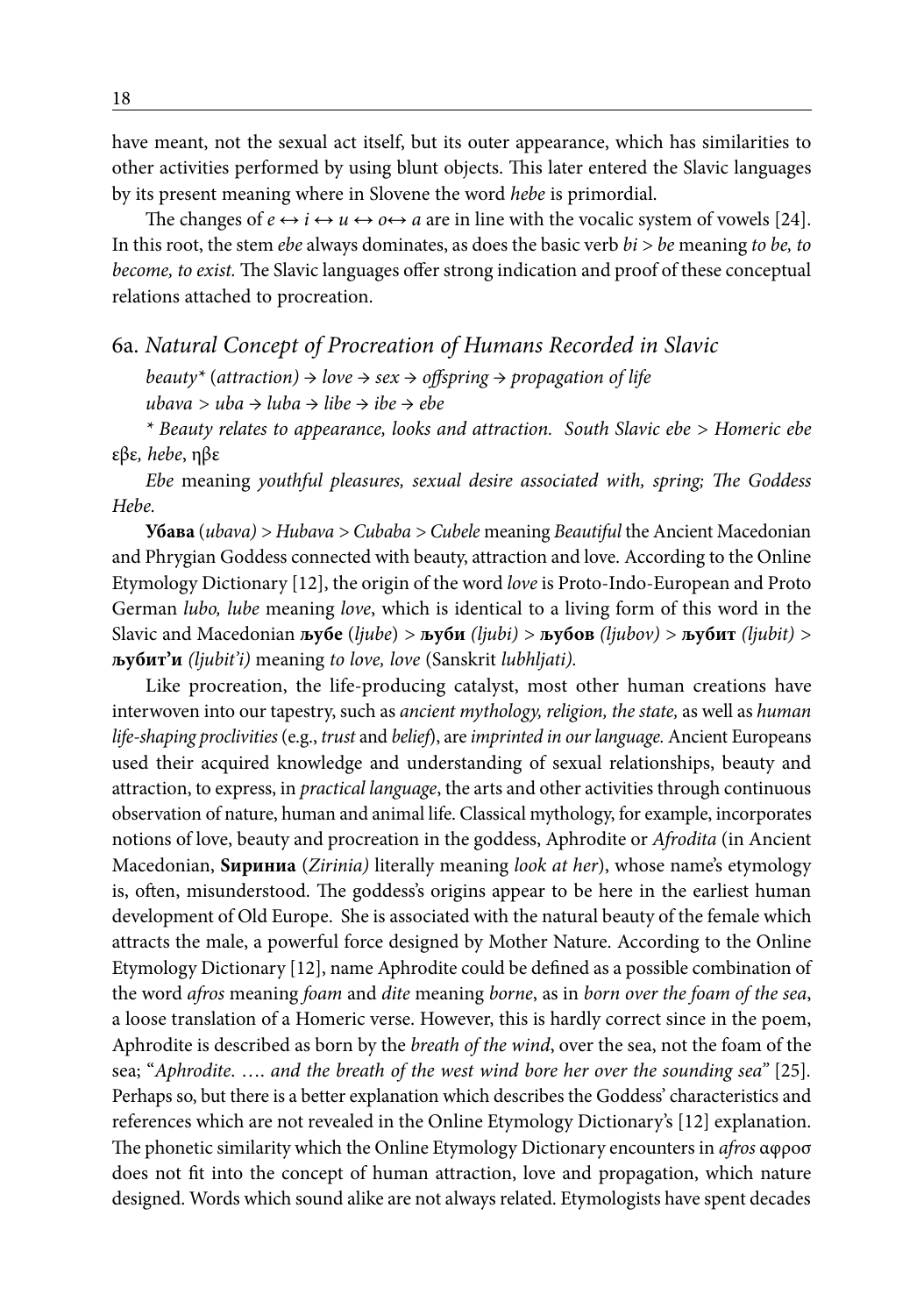have meant, not the sexual act itself, but its outer appearance, which has similarities to other activities performed by using blunt objects. This later entered the Slavic languages by its present meaning where in Slovene the word *hebe* is primordial.

The changes of *e* ↔ *i* ↔ *u* ↔ *o*↔ *a* are in line with the vocalic system of vowels [24]. In this root, the stem *ebe* always dominates, as does the basic verb *bi* > *be* meaning *to be, to become, to exist.* The Slavic languages offer strong indication and proof of these conceptual relations attached to procreation.

### 6a. *Natural Concept of Procreation of Humans Recorded in Slavic*

*beauty\** (*attraction)* → *love* → *sex* → *offspring* → *propagation of life*

*ubava* > *uba* → *luba* → *libe* → *ibe* → *ebe*

*\* Beauty relates to appearance, looks and attraction. South Slavic ebe* > *Homeric ebe* εβε*, hebe*, ηβε

*Ebe* meaning *youthful pleasures, sexual desire associated with, spring; The Goddess Hebe.*

**Убава** (*ubava)* > *Hubava* > *Cubaba* > *Cubele* meaning *Beautiful* the Ancient Macedonian and Phrygian Goddess connected with beauty, attraction and love. According to the Online Etymology Dictionary [12], the origin of the word *love* is Proto-Indo-European and Proto German *lubo, lube* meaning *love*, which is identical to a living form of this word in the Slavic and Macedonian **љубе** (*ljube*) > **љуби** *(ljubi)* > **љубов** *(ljubov)* > **љубит** *(ljubit)* > **љубит'и** *(ljubit'i)* meaning *to love, love* (Sanskrit *lubhljati).*

Like procreation, the life-producing catalyst, most other human creations have interwoven into our tapestry, such as *ancient mythology, religion, the state,* as well as *human life-shaping proclivities* (e.g., *trust* and *belief*), are *imprinted in our language.* Ancient Europeans used their acquired knowledge and understanding of sexual relationships, beauty and attraction, to express, in *practical language*, the arts and other activities through continuous observation of nature, human and animal life. Classical mythology, for example, incorporates notions of love, beauty and procreation in the goddess, Aphrodite or *Afrodita* (in Ancient Macedonian, **Зириниа** (*Zirinia)* literally meaning *look at her*), whose name's etymology is, often, misunderstood. The goddess's origins appear to be here in the earliest human development of Old Europe. She is associated with the natural beauty of the female which attracts the male, a powerful force designed by Mother Nature. According to the Online Etymology Dictionary [12], name Aphrodite could be defined as a possible combination of the word *afros* meaning *foam* and *dite* meaning *borne*, as in *born over the foam of the sea*, a loose translation of a Homeric verse. However, this is hardly correct since in the poem, Aphrodite is described as born by the *breath of the wind*, over the sea, not the foam of the sea; "*Aphrodite. …. and the breath of the west wind bore her over the sounding sea*" [25]. Perhaps so, but there is a better explanation which describes the Goddess' characteristics and references which are not revealed in the Online Etymology Dictionary's [12] explanation. The phonetic similarity which the Online Etymology Dictionary encounters in *afros* αφροσ does not fit into the concept of human attraction, love and propagation, which nature designed. Words which sound alike are not always related. Etymologists have spent decades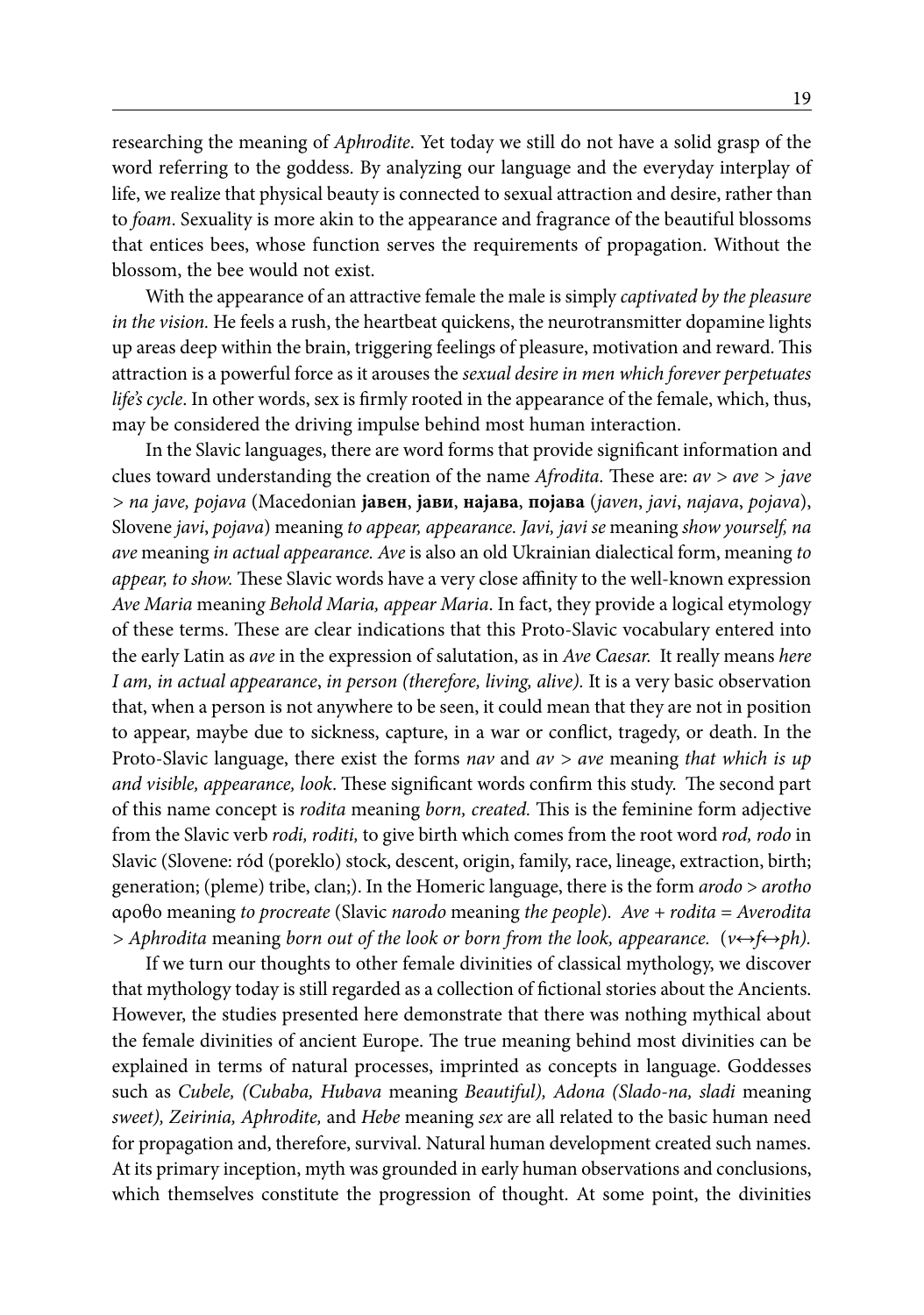researching the meaning of *Aphrodite*. Yet today we still do not have a solid grasp of the word referring to the goddess. By analyzing our language and the everyday interplay of life, we realize that physical beauty is connected to sexual attraction and desire, rather than to *foam*. Sexuality is more akin to the appearance and fragrance of the beautiful blossoms that entices bees, whose function serves the requirements of propagation. Without the blossom, the bee would not exist.

With the appearance of an attractive female the male is simply *captivated by the pleasure in the vision.* He feels a rush, the heartbeat quickens, the neurotransmitter dopamine lights up areas deep within the brain, triggering feelings of pleasure, motivation and reward. This attraction is a powerful force as it arouses the *sexual desire in men which forever perpetuates life's cycle*. In other words, sex is firmly rooted in the appearance of the female, which, thus, may be considered the driving impulse behind most human interaction.

In the Slavic languages, there are word forms that provide significant information and clues toward understanding the creation of the name *Afrodita.* These are: *av > ave > jave > na jave, pojava* (Macedonian **јавен**, **јави**, **најава**, **појава** (*javen*, *javi*, *najava*, *pojava*), Slovene *javi*, *pojava*) meaning *to appear, appearance. Javi, javi se* meaning *show yourself, na ave* meaning *in actual appearance. Ave* is also an old Ukrainian dialectical form, meaning *to appear, to show.* These Slavic words have a very close affinity to the well-known expression *Ave Maria* meaning *Behold Maria, appear Maria*. In fact, they provide a logical etymology of these terms. These are clear indications that this Proto-Slavic vocabulary entered into the early Latin as *ave* in the expression of salutation, as in *Ave Caesar.* It really means *here I am, in actual appearance*, *in person (therefore, living, alive).* It is a very basic observation that, when a person is not anywhere to be seen, it could mean that they are not in position to appear, maybe due to sickness, capture, in a war or conflict, tragedy, or death. In the Proto-Slavic language, there exist the forms *nav* and *av > ave* meaning *that which is up and visible, appearance, look*. These significant words confirm this study. The second part of this name concept is *rodita* meaning *born, created.* This is the feminine form adjective from the Slavic verb *rodi, roditi,* to give birth which comes from the root word *rod, rodo* in Slavic (Slovene: ród (poreklo) stock, descent, origin, family, race, lineage, extraction, birth; generation; (pleme) tribe, clan;). In the Homeric language, there is the form *arodo > arotho* αροθο meaning *to procreate* (Slavic *narodo* meaning *the people*). *Ave + rodita = Averodita > Aphrodita* meaning *born out of the look or born from the look, appearance.* (*v↔f↔ph).*

If we turn our thoughts to other female divinities of classical mythology, we discover that mythology today is still regarded as a collection of fictional stories about the Ancients. However, the studies presented here demonstrate that there was nothing mythical about the female divinities of ancient Europe. The true meaning behind most divinities can be explained in terms of natural processes, imprinted as concepts in language. Goddesses such as *Cubele, (Cubaba, Hubava* meaning *Beautiful), Adona (Slado-na, sladi* meaning *sweet), Zeirinia, Aphrodite,* and *Hebe* meaning *sex* are all related to the basic human need for propagation and, therefore, survival. Natural human development created such names. At its primary inception, myth was grounded in early human observations and conclusions, which themselves constitute the progression of thought. At some point, the divinities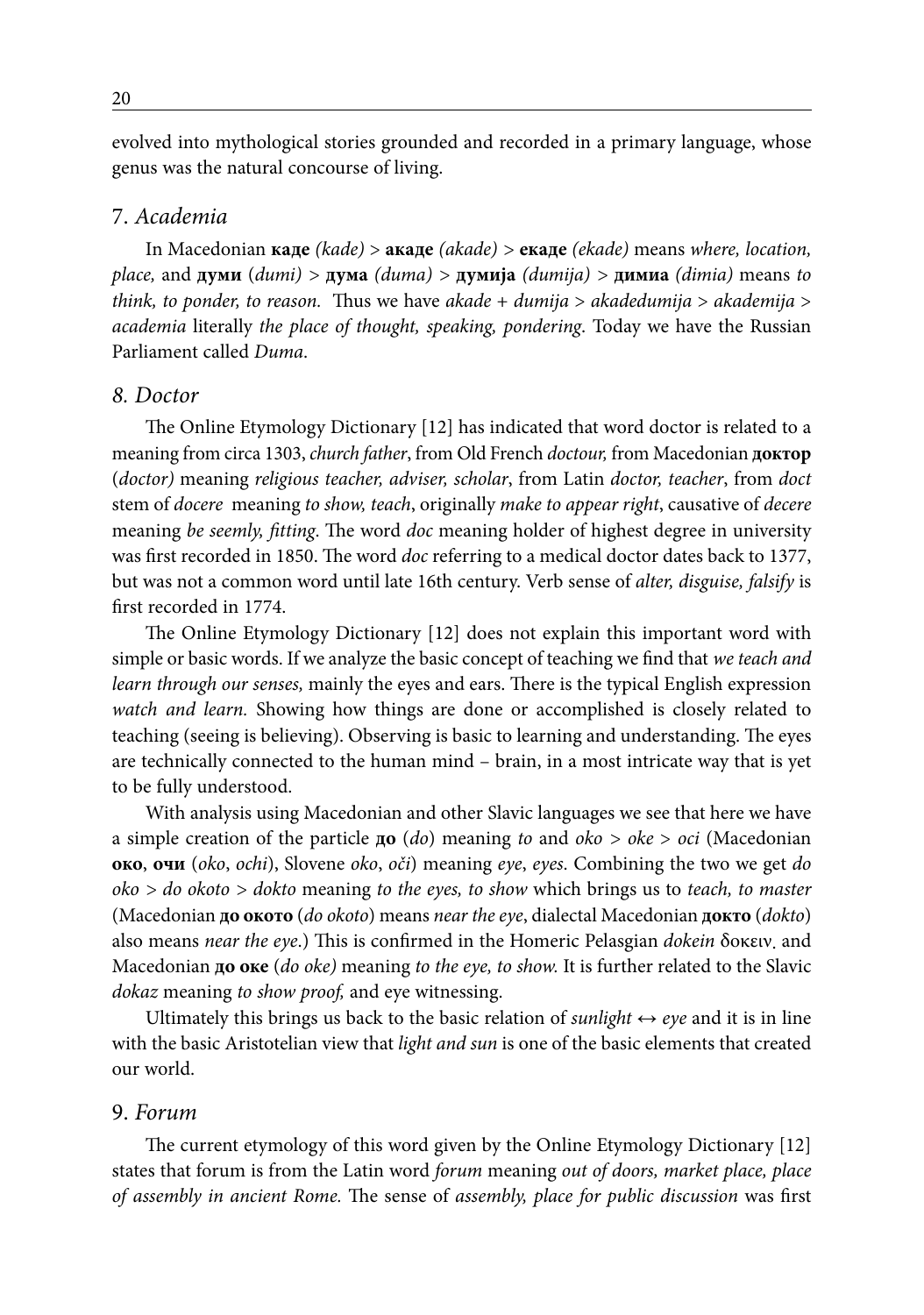evolved into mythological stories grounded and recorded in a primary language, whose genus was the natural concourse of living.

## 7. *Academia*

In Macedonian **каде** *(kade)* > **акаде** *(akade)* > **екаде** *(ekade)* means *where, location, place,* and **думи** (*dumi)* > **дума** *(duma)* > **думија** *(dumija)* > **димиа** *(dimia)* means *to think, to ponder, to reason.* Thus we have *akade + dumija* > *akadedumija* > *akademija* > *academia* literally *the place of thought, speaking, pondering*. Today we have the Russian Parliament called *Duma*.

## *8. Doctor*

The Online Etymology Dictionary [12] has indicated that word doctor is related to a meaning from circa 1303, *church father*, from Old French *doctour,* from Macedonian **доктор** (*doctor)* meaning *religious teacher, adviser, scholar*, from Latin *doctor, teacher*, from *doct* stem of *docere* meaning *to show, teach*, originally *make to appear right*, causative of *decere* meaning *be seemly, fitting*. The word *doc* meaning holder of highest degree in university was first recorded in 1850. The word *doc* referring to a medical doctor dates back to 1377, but was not a common word until late 16th century. Verb sense of *alter, disguise, falsify* is first recorded in 1774.

The Online Etymology Dictionary [12] does not explain this important word with simple or basic words. If we analyze the basic concept of teaching we find that *we teach and learn through our senses,* mainly the eyes and ears. There is the typical English expression *watch and learn.* Showing how things are done or accomplished is closely related to teaching (seeing is believing). Observing is basic to learning and understanding. The eyes are technically connected to the human mind – brain, in a most intricate way that is yet to be fully understood.

With analysis using Macedonian and other Slavic languages we see that here we have a simple creation of the particle **до** (*do*) meaning *to* and *oko* > *oke* > *oci* (Macedonian **око**, **очи** (*oko*, *ochi*), Slovene *oko*, *oči*) meaning *eye*, *eyes*. Combining the two we get *do oko* > *do okoto* > *dokto* meaning *to the eyes, to show* which brings us to *teach, to master* (Macedonian **до окото** (*do okoto*) means *near the eye*, dialectal Macedonian **докто** (*dokto*) also means *near the eye*.) This is confirmed in the Homeric Pelasgian *dokein* δοκειν. and Macedonian **до оке** (*do oke)* meaning *to the eye, to show.* It is further related to the Slavic *dokaz* meaning *to show proof,* and eye witnessing.

Ultimately this brings us back to the basic relation of *sunlight* ↔ *eye* and it is in line with the basic Aristotelian view that *light and sun* is one of the basic elements that created our world.

## 9. *Forum*

The current etymology of this word given by the Online Etymology Dictionary [12] states that forum is from the Latin word *forum* meaning *out of doors, market place, place of assembly in ancient Rome.* The sense of *assembly, place for public discussion* was first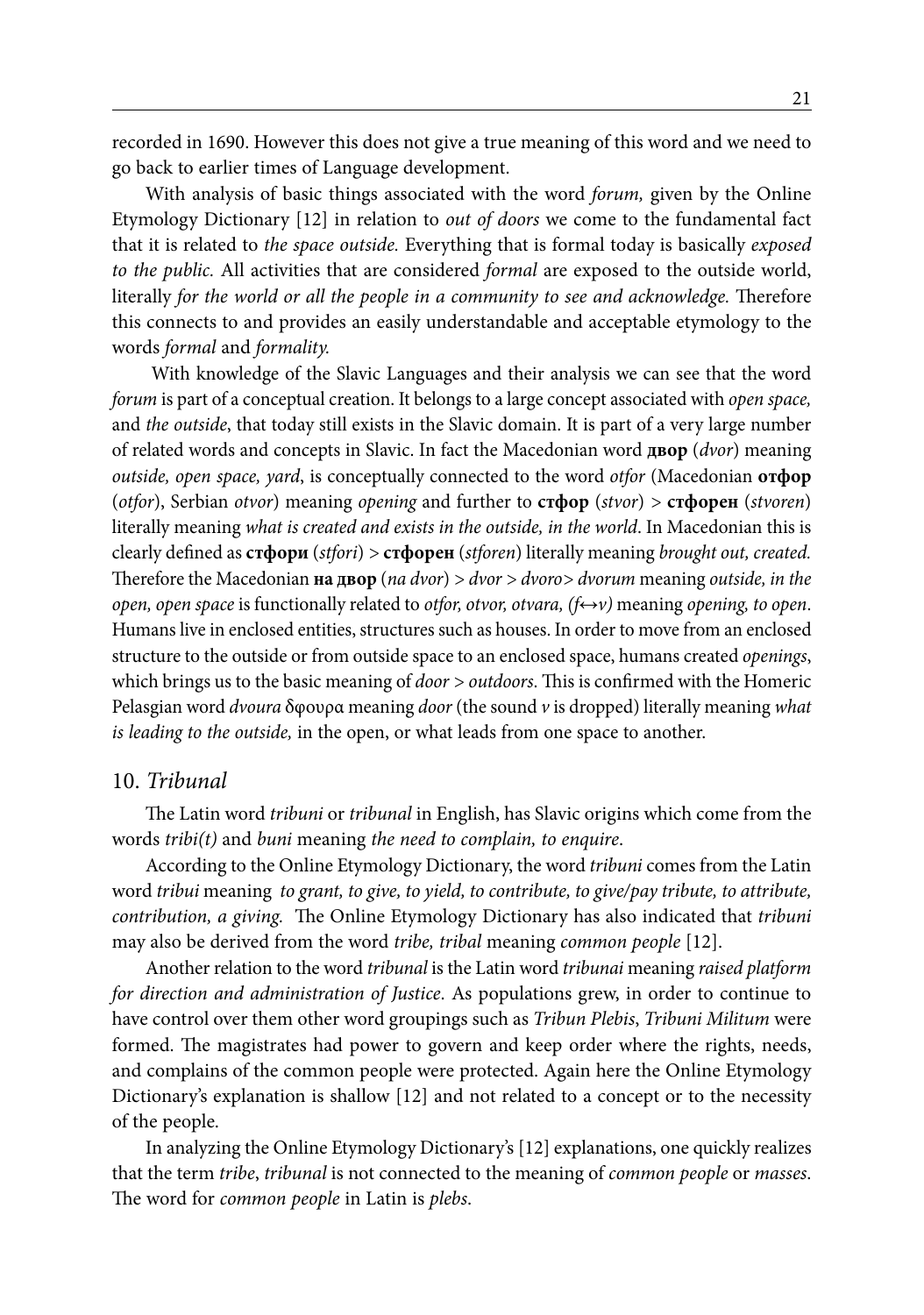recorded in 1690. However this does not give a true meaning of this word and we need to go back to earlier times of Language development.

With analysis of basic things associated with the word *forum,* given by the Online Etymology Dictionary [12] in relation to *out of doors* we come to the fundamental fact that it is related to *the space outside.* Everything that is formal today is basically *exposed to the public.* All activities that are considered *formal* are exposed to the outside world, literally *for the world or all the people in a community to see and acknowledge.* Therefore this connects to and provides an easily understandable and acceptable etymology to the words *formal* and *formality.*

With knowledge of the Slavic Languages and their analysis we can see that the word *forum* is part of a conceptual creation. It belongs to a large concept associated with *open space,* and *the outside*, that today still exists in the Slavic domain. It is part of a very large number of related words and concepts in Slavic. In fact the Macedonian word **двор** (*dvor*) meaning *outside, open space, yard*, is conceptually connected to the word *otfor* (Macedonian **отфор** (*otfor*), Serbian *otvor*) meaning *opening* and further to **стфор** (*stvor*) > **стфорен** (*stvoren*) literally meaning *what is created and exists in the outside, in the world*. In Macedonian this is clearly defined as **стфори** (*stfori*) > **стфорен** (*stforen*) literally meaning *brought out, created.* Therefore the Macedonian **на двор** (*na dvor*) > *dvor* > *dvoro> dvorum* meaning *outside, in the open, open space* is functionally related to *otfor, otvor, otvara, (f↔v)* meaning *opening, to open*. Humans live in enclosed entities, structures such as houses. In order to move from an enclosed structure to the outside or from outside space to an enclosed space, humans created *openings*, which brings us to the basic meaning of *door* > *outdoors*. This is confirmed with the Homeric Pelasgian word *dvoura* δφουρα meaning *door* (the sound *v* is dropped) literally meaning *what is leading to the outside,* in the open, or what leads from one space to another.

## 10. *Tribunal*

The Latin word *tribuni* or *tribunal* in English, has Slavic origins which come from the words *tribi(t)* and *buni* meaning *the need to complain, to enquire*.

According to the Online Etymology Dictionary, the word *tribuni* comes from the Latin word *tribui* meaning *to grant, to give, to yield, to contribute, to give/pay tribute, to attribute, contribution, a giving.* The Online Etymology Dictionary has also indicated that *tribuni* may also be derived from the word *tribe, tribal* meaning *common people* [12].

Another relation to the word *tribunal* is the Latin word *tribunai* meaning *raised platform for direction and administration of Justice*. As populations grew, in order to continue to have control over them other word groupings such as *Tribun Plebis*, *Tribuni Militum* were formed. The magistrates had power to govern and keep order where the rights, needs, and complains of the common people were protected. Again here the Online Etymology Dictionary's explanation is shallow [12] and not related to a concept or to the necessity of the people.

In analyzing the Online Etymology Dictionary's [12] explanations, one quickly realizes that the term *tribe*, *tribunal* is not connected to the meaning of *common people* or *masses*. The word for *common people* in Latin is *plebs*.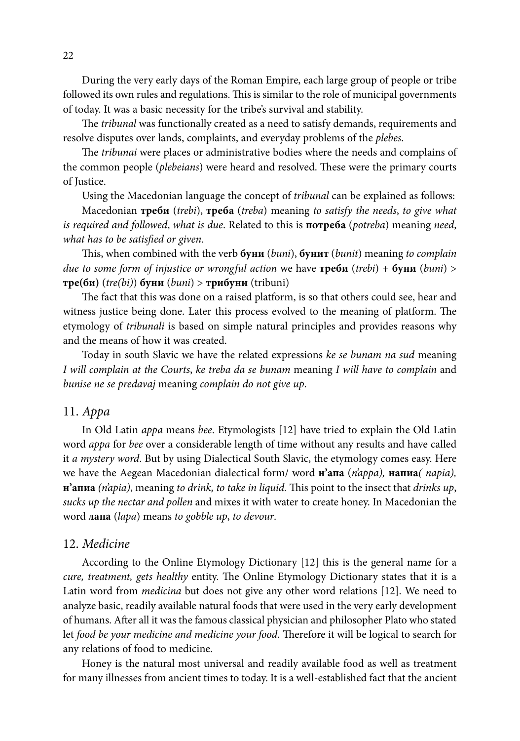During the very early days of the Roman Empire, each large group of people or tribe followed its own rules and regulations. This is similar to the role of municipal governments of today. It was a basic necessity for the tribe's survival and stability.

The *tribunal* was functionally created as a need to satisfy demands, requirements and resolve disputes over lands, complaints, and everyday problems of the *plebes*.

The *tribunai* were places or administrative bodies where the needs and complains of the common people (*plebeians*) were heard and resolved. These were the primary courts of Justice.

Using the Macedonian language the concept of *tribunal* can be explained as follows:

Macedonian **треби** (*trebi*), **треба** (*treba*) meaning *to satisfy the needs*, *to give what is required and followed*, *what is due*. Related to this is **потреба** (*potreba*) meaning *need*, *what has to be satisfied or given*.

This, when combined with the verb **буни** (*buni*), **бунит** (*bunit*) meaning *to complain due to some form of injustice or wrongful action* we have **треби** (*trebi*) + **буни** (*buni*) > **тре(би)** (*tre(bi)*) **буни** (*buni*) > **трибуни** (tribuni)

The fact that this was done on a raised platform, is so that others could see, hear and witness justice being done. Later this process evolved to the meaning of platform. The etymology of *tribunali* is based on simple natural principles and provides reasons why and the means of how it was created.

Today in south Slavic we have the related expressions *ke se bunam na sud* meaning *I will complain at the Courts*, *ke treba da se bunam* meaning *I will have to complain* and *bunise ne se predavaj* meaning *complain do not give up*.

## 11. *Appa*

In Old Latin *appa* means *bee*. Etymologists [12] have tried to explain the Old Latin word *appa* for *bee* over a considerable length of time without any results and have called it *a mystery word*. But by using Dialectical South Slavic, the etymology comes easy. Here we have the Aegean Macedonian dialectical form/ word **н'апа** (*n'appa),* **напиа***( napia),* **н'апиа** *(n'apia)*, meaning *to drink, to take in liquid.* This point to the insect that *drinks up*, *sucks up the nectar and pollen* and mixes it with water to create honey. In Macedonian the word **лапа** (*lapa*) means *to gobble up*, *to devour*.

## 12. *Medicine*

According to the Online Etymology Dictionary [12] this is the general name for a *cure, treatment, gets healthy* entity. The Online Etymology Dictionary states that it is a Latin word from *medicina* but does not give any other word relations [12]. We need to analyze basic, readily available natural foods that were used in the very early development of humans. After all it was the famous classical physician and philosopher Plato who stated let *food be your medicine and medicine your food.* Therefore it will be logical to search for any relations of food to medicine.

Honey is the natural most universal and readily available food as well as treatment for many illnesses from ancient times to today. It is a well-established fact that the ancient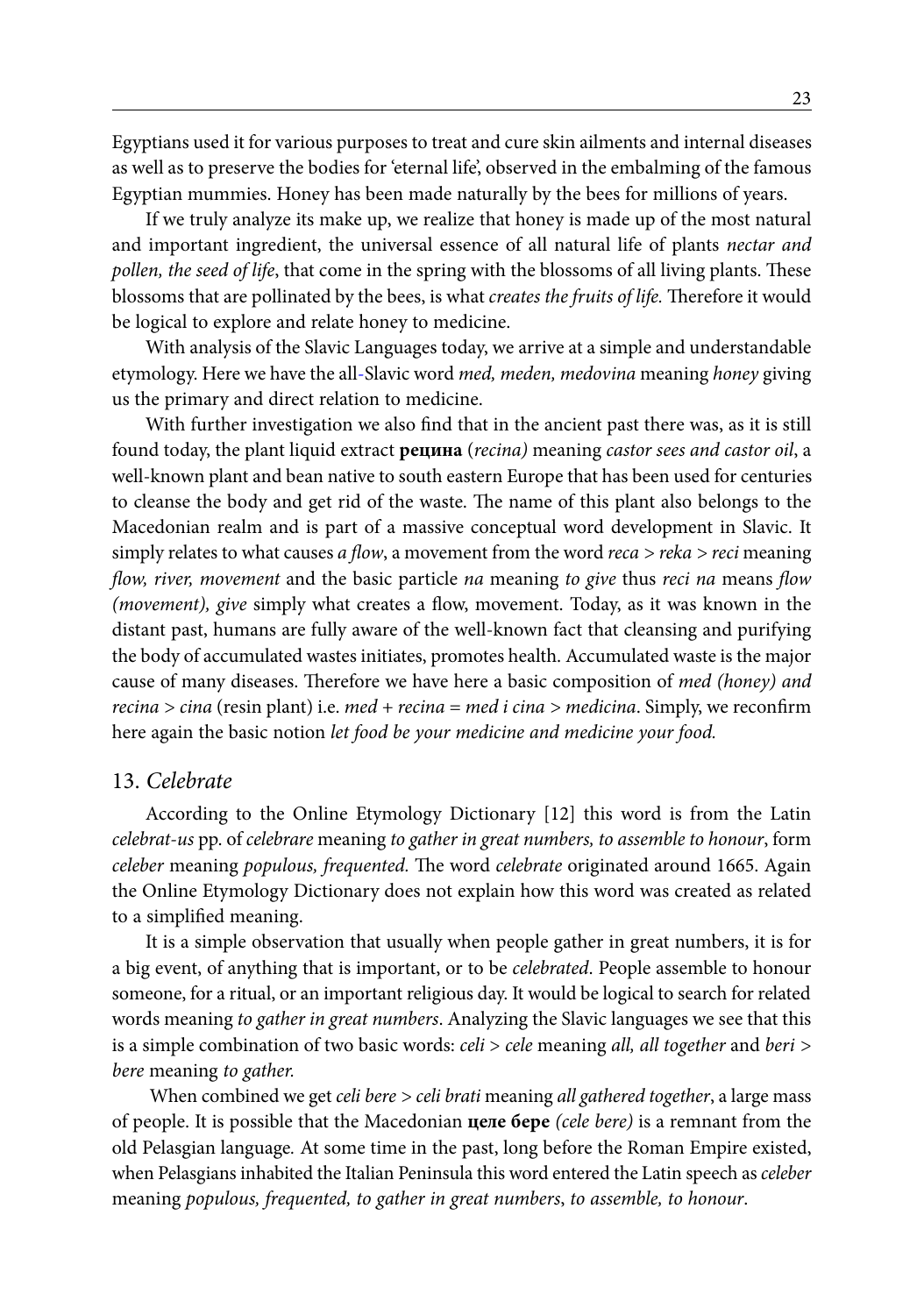Egyptians used it for various purposes to treat and cure skin ailments and internal diseases as well as to preserve the bodies for 'eternal life', observed in the embalming of the famous Egyptian mummies. Honey has been made naturally by the bees for millions of years.

If we truly analyze its make up, we realize that honey is made up of the most natural and important ingredient, the universal essence of all natural life of plants *nectar and pollen, the seed of life*, that come in the spring with the blossoms of all living plants. These blossoms that are pollinated by the bees, is what *creates the fruits of life.* Therefore it would be logical to explore and relate honey to medicine.

With analysis of the Slavic Languages today, we arrive at a simple and understandable etymology. Here we have the all-Slavic word *med, meden, medovina* meaning *honey* giving us the primary and direct relation to medicine.

With further investigation we also find that in the ancient past there was, as it is still found today, the plant liquid extract **рецина** (*recina)* meaning *castor sees and castor oil*, a well-known plant and bean native to south eastern Europe that has been used for centuries to cleanse the body and get rid of the waste. The name of this plant also belongs to the Macedonian realm and is part of a massive conceptual word development in Slavic. It simply relates to what causes *a flow*, a movement from the word *reca > reka > reci* meaning *flow, river, movement* and the basic particle *na* meaning *to give* thus *reci na* means *flow (movement), give* simply what creates a flow, movement. Today, as it was known in the distant past, humans are fully aware of the well-known fact that cleansing and purifying the body of accumulated wastes initiates, promotes health. Accumulated waste is the major cause of many diseases. Therefore we have here a basic composition of *med (honey) and recina > cina* (resin plant) i.e. *med + recina = med i cina > medicina*. Simply, we reconfirm here again the basic notion *let food be your medicine and medicine your food.*

## 13. *Celebrate*

According to the Online Etymology Dictionary [12] this word is from the Latin *celebrat-us* pp. of *celebrare* meaning *to gather in great numbers, to assemble to honour*, form *celeber* meaning *populous, frequented.* The word *celebrate* originated around 1665. Again the Online Etymology Dictionary does not explain how this word was created as related to a simplified meaning.

It is a simple observation that usually when people gather in great numbers, it is for a big event, of anything that is important, or to be *celebrated*. People assemble to honour someone, for a ritual, or an important religious day. It would be logical to search for related words meaning *to gather in great numbers*. Analyzing the Slavic languages we see that this is a simple combination of two basic words: *celi > cele* meaning *all, all together* and *beri > bere* meaning *to gather.*

When combined we get *celi bere > celi brati* meaning *all gathered together*, a large mass of people. It is possible that the Macedonian **целе бере** *(cele bere)* is a remnant from the old Pelasgian language. At some time in the past, long before the Roman Empire existed, when Pelasgians inhabited the Italian Peninsula this word entered the Latin speech as *celeber* meaning *populous, frequented, to gather in great numbers*, *to assemble, to honour*.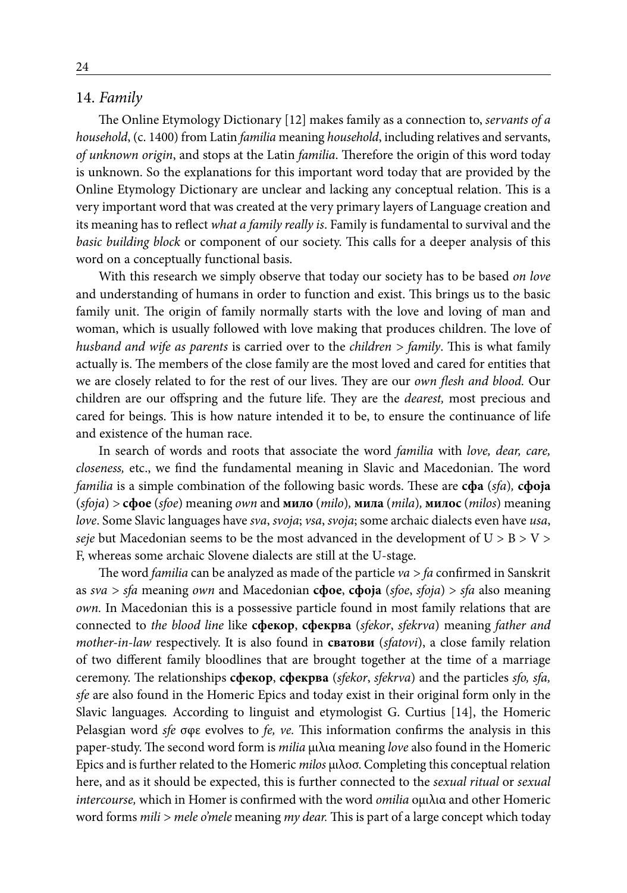## 14. *Family*

The Online Etymology Dictionary [12] makes family as a connection to, *servants of a household*, (c. 1400) from Latin *familia* meaning *household*, including relatives and servants, *of unknown origin*, and stops at the Latin *familia*. Therefore the origin of this word today is unknown. So the explanations for this important word today that are provided by the Online Etymology Dictionary are unclear and lacking any conceptual relation. This is a very important word that was created at the very primary layers of Language creation and its meaning has to reflect *what a family really is*. Family is fundamental to survival and the *basic building block* or component of our society. This calls for a deeper analysis of this word on a conceptually functional basis.

With this research we simply observe that today our society has to be based *on love* and understanding of humans in order to function and exist. This brings us to the basic family unit. The origin of family normally starts with the love and loving of man and woman, which is usually followed with love making that produces children. The love of *husband and wife as parents* is carried over to the *children > family*. This is what family actually is. The members of the close family are the most loved and cared for entities that we are closely related to for the rest of our lives. They are our *own flesh and blood.* Our children are our offspring and the future life. They are the *dearest,* most precious and cared for beings. This is how nature intended it to be, to ensure the continuance of life and existence of the human race.

In search of words and roots that associate the word *familia* with *love, dear, care, closeness,* etc., we find the fundamental meaning in Slavic and Macedonian. The word *familia* is a simple combination of the following basic words. These are **сфа** (*sfa*)*,* **сфоја** (*sfoja*) > **сфое** (*sfoe*) meaning *own* and **мило** (*milo*)*,* **мила** (*mila*)*,* **милос** (*milos*) meaning *love*. Some Slavic languages have *sva*, *svoja*; *vsa*, *svoja*; some archaic dialects even have *usa*, *seje* but Macedonian seems to be the most advanced in the development of U > B > V > F, whereas some archaic Slovene dialects are still at the U-stage.

The word *familia* can be analyzed as made of the particle *va* > *fa* confirmed in Sanskrit as *sva* > *sfa* meaning *own* and Macedonian **сфое**, **сфоја** (*sfoe*, *sfoja*) > *sfa* also meaning *own.* In Macedonian this is a possessive particle found in most family relations that are connected to *the blood line* like **сфекор**, **сфекрва** (*sfekor*, *sfekrva*) meaning *father and mother-in-law* respectively. It is also found in **сватови** (*sfatovi*), a close family relation of two different family bloodlines that are brought together at the time of a marriage ceremony. The relationships **сфекор**, **сфекрва** (*sfekor*, *sfekrva*) and the particles *sfo, sfa, sfe* are also found in the Homeric Epics and today exist in their original form only in the Slavic languages. According to linguist and etymologist G. Curtius [14], the Homeric Pelasgian word *sfe* σφε evolves to *fe, ve.* This information confirms the analysis in this paper-study. The second word form is *milia* μιλια meaning *love* also found in the Homeric Epics and is further related to the Homeric *milos* μιλοσ. Completing this conceptual relation here, and as it should be expected, this is further connected to the *sexual ritual* or *sexual intercourse,* which in Homer is confirmed with the word *omilia* ομιλια and other Homeric word forms *mili* > *mele o'mele* meaning *my dear.* This is part of a large concept which today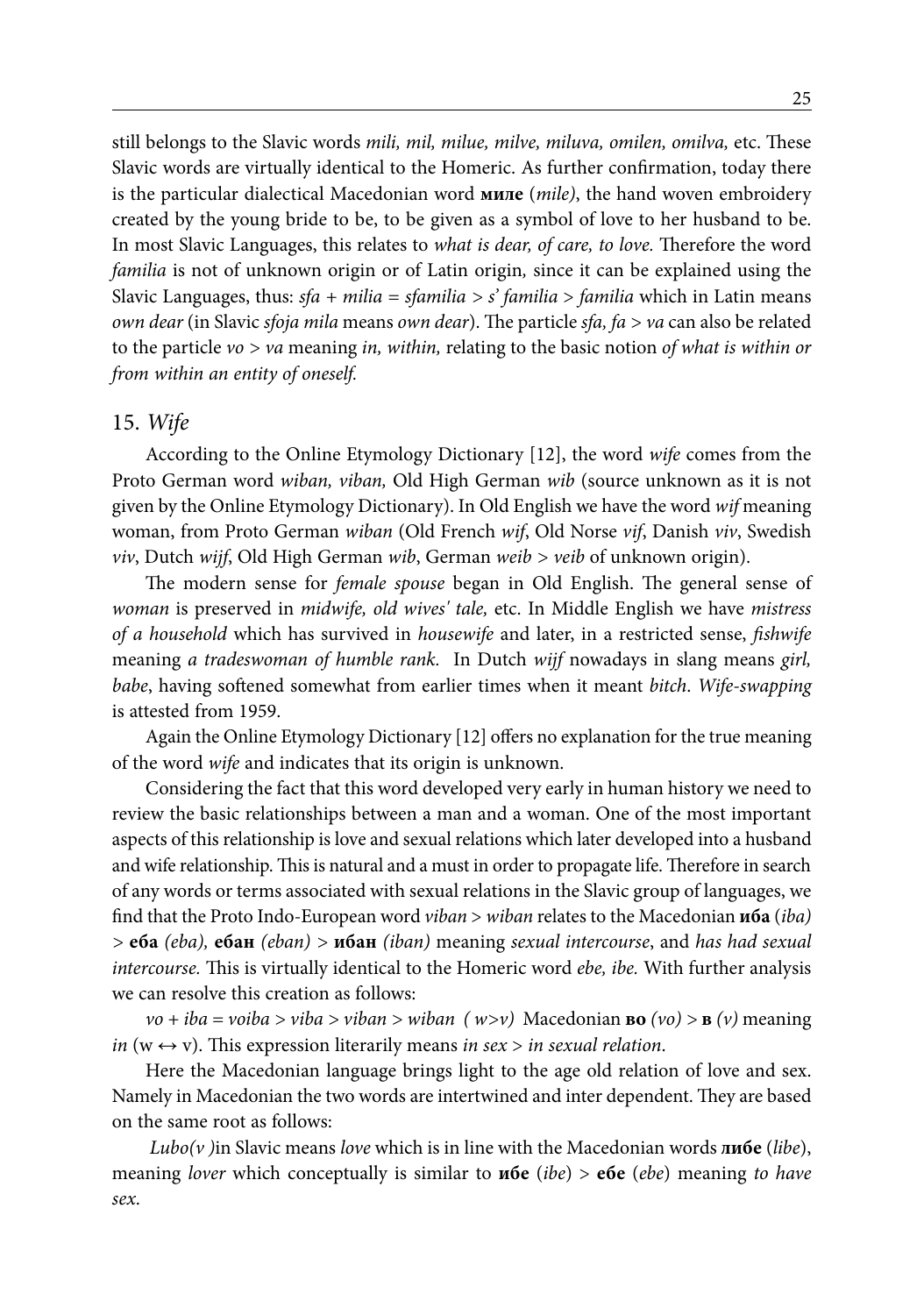still belongs to the Slavic words *mili, mil, milue, milve, miluva, omilen, omilva,* etc. These Slavic words are virtually identical to the Homeric. As further confirmation, today there is the particular dialectical Macedonian word **миле** (*mile)*, the hand woven embroidery created by the young bride to be, to be given as a symbol of love to her husband to be. In most Slavic Languages, this relates to *what is dear, of care, to love.* Therefore the word *familia* is not of unknown origin or of Latin origin*,* since it can be explained using the Slavic Languages, thus: *sfa + milia = sfamilia > s' familia > familia* which in Latin means *own dear* (in Slavic *sfoja mila* means *own dear*). The particle *sfa, fa > va* can also be related to the particle *vo > va* meaning *in, within,* relating to the basic notion *of what is within or from within an entity of oneself.*

## 15. *Wife*

According to the Online Etymology Dictionary [12], the word *wife* comes from the Proto German word *wiban, viban,* Old High German *wib* (source unknown as it is not given by the Online Etymology Dictionary). In Old English we have the word *wif* meaning woman, from Proto German *wiban* (Old French *wif*, Old Norse *vif*, Danish *viv*, Swedish *viv*, Dutch *wijf*, Old High German *wib*, German *weib > veib* of unknown origin).

The modern sense for *female spouse* began in Old English. The general sense of *woman* is preserved in *midwife, old wives' tale,* etc. In Middle English we have *mistress of a household* which has survived in *housewife* and later, in a restricted sense, *fishwife* meaning *a tradeswoman of humble rank.* In Dutch *wijf* nowadays in slang means *girl, babe*, having softened somewhat from earlier times when it meant *bitch*. *Wife-swapping* is attested from 1959.

Again the Online Etymology Dictionary [12] offers no explanation for the true meaning of the word *wife* and indicates that its origin is unknown.

Considering the fact that this word developed very early in human history we need to review the basic relationships between a man and a woman. One of the most important aspects of this relationship is love and sexual relations which later developed into a husband and wife relationship. This is natural and a must in order to propagate life. Therefore in search of any words or terms associated with sexual relations in the Slavic group of languages, we find that the Proto Indo-European word *viban > wiban* relates to the Macedonian **иба** (*iba)* > **еба** *(eba),* **ебан** *(eban)* > **ибан** *(iban)* meaning *sexual intercourse*, and *has had sexual intercourse.* This is virtually identical to the Homeric word *ebe, ibe.* With further analysis we can resolve this creation as follows:

*vo + iba = voiba > viba > viban > wiban ( w>v)* Macedonian **во** *(vo)* > **в** *(v)* meaning *in* (w ↔ v). This expression literarily means *in sex > in sexual relation*.

Here the Macedonian language brings light to the age old relation of love and sex. Namely in Macedonian the two words are intertwined and inter dependent. They are based on the same root as follows:

*Lubo(v )*in Slavic means *love* which is in line with the Macedonian words **либе** (*libe*), meaning *lover* which conceptually is similar to **ибе** (*ibe*) > **ебе** (*ebe*) meaning *to have sex*.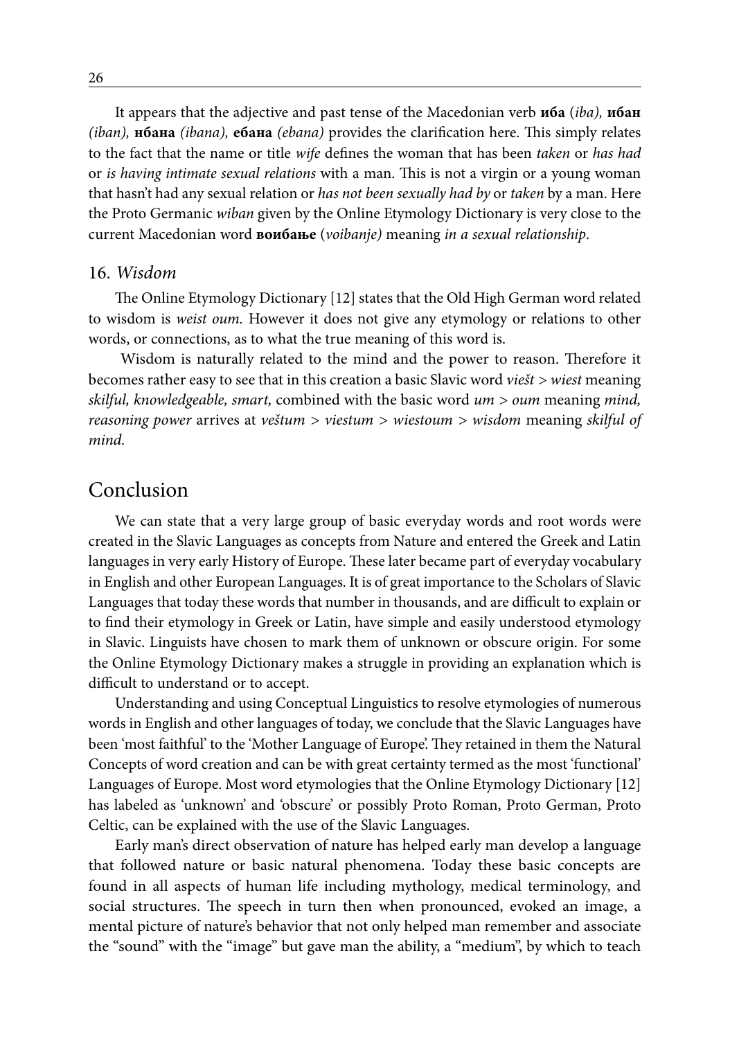It appears that the adjective and past tense of the Macedonian verb **иба** (*iba),* **ибан** *(iban),* **нбана** *(ibana),* **ебана** *(ebana)* provides the clarification here. This simply relates to the fact that the name or title *wife* defines the woman that has been *taken* or *has had* or *is having intimate sexual relations* with a man. This is not a virgin or a young woman that hasn't had any sexual relation or *has not been sexually had by* or *taken* by a man. Here the Proto Germanic *wiban* given by the Online Etymology Dictionary is very close to the current Macedonian word **воибање** (*voibanje)* meaning *in a sexual relationship*.

### 16. *Wisdom*

The Online Etymology Dictionary [12] states that the Old High German word related to wisdom is *weist oum.* However it does not give any etymology or relations to other words, or connections, as to what the true meaning of this word is.

Wisdom is naturally related to the mind and the power to reason. Therefore it becomes rather easy to see that in this creation a basic Slavic word *viešt > wiest* meaning *skilful, knowledgeable, smart,* combined with the basic word *um > oum* meaning *mind, reasoning power* arrives at *veštum > viestum > wiestoum > wisdom* meaning *skilful of mind.*

## Conclusion

We can state that a very large group of basic everyday words and root words were created in the Slavic Languages as concepts from Nature and entered the Greek and Latin languages in very early History of Europe. These later became part of everyday vocabulary in English and other European Languages. It is of great importance to the Scholars of Slavic Languages that today these words that number in thousands, and are difficult to explain or to find their etymology in Greek or Latin, have simple and easily understood etymology in Slavic. Linguists have chosen to mark them of unknown or obscure origin. For some the Online Etymology Dictionary makes a struggle in providing an explanation which is difficult to understand or to accept.

Understanding and using Conceptual Linguistics to resolve etymologies of numerous words in English and other languages of today, we conclude that the Slavic Languages have been 'most faithful' to the 'Mother Language of Europe'. They retained in them the Natural Concepts of word creation and can be with great certainty termed as the most 'functional' Languages of Europe. Most word etymologies that the Online Etymology Dictionary [12] has labeled as 'unknown' and 'obscure' or possibly Proto Roman, Proto German, Proto Celtic, can be explained with the use of the Slavic Languages.

Early man's direct observation of nature has helped early man develop a language that followed nature or basic natural phenomena. Today these basic concepts are found in all aspects of human life including mythology, medical terminology, and social structures. The speech in turn then when pronounced, evoked an image, a mental picture of nature's behavior that not only helped man remember and associate the "sound" with the "image" but gave man the ability, a "medium", by which to teach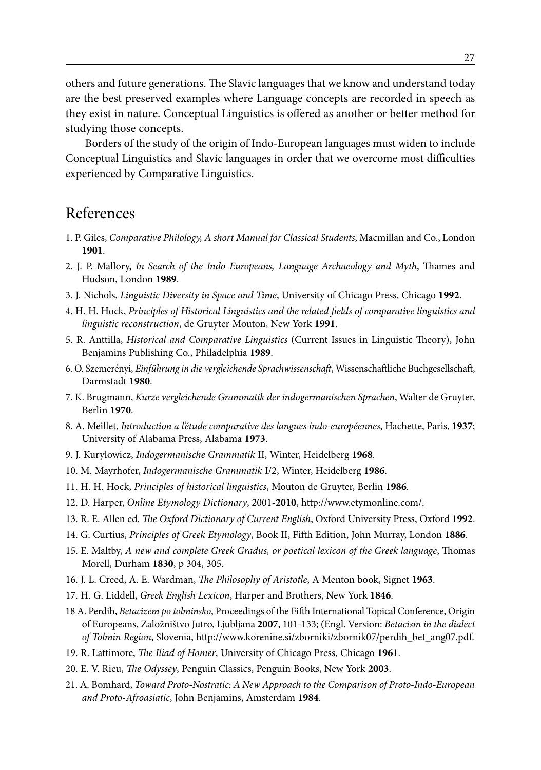others and future generations. The Slavic languages that we know and understand today are the best preserved examples where Language concepts are recorded in speech as they exist in nature. Conceptual Linguistics is offered as another or better method for studying those concepts.

Borders of the study of the origin of Indo-European languages must widen to include Conceptual Linguistics and Slavic languages in order that we overcome most difficulties experienced by Comparative Linguistics.

## References

1. P. Giles, *Comparative Philology, A short Manual for Classical Students*, Macmillan and Co., London **1901**.
2. J. P. Mallory, *In Search of the Indo Europeans, Language Archaeology and Myth*, Thames and Hudson, London **1989**.
3. J. Nichols, *Linguistic Diversity in Space and Time*, University of Chicago Press, Chicago **1992**.
4. H. H. Hock, *Principles of Historical Linguistics and the related fields of comparative linguistics and linguistic reconstruction*, de Gruyter Mouton, New York **1991**.
5. R. Anttilla, *Historical and Comparative Linguistics* (Current Issues in Linguistic Theory), John Benjamins Publishing Co., Philadelphia **1989**.
6. O. Szemerényi, *Einführung in die vergleichende Sprachwissenschaft*, Wissenschaftliche Buchgesellschaft, Darmstadt **1980**.
7. K. Brugmann, *Kurze vergleichende Grammatik der indogermanischen Sprachen*, Walter de Gruyter, Berlin **1970**.
8. A. Meillet, *Introduction a l'étude comparative des langues indo-européennes*, Hachette, Paris, **1937**; University of Alabama Press, Alabama **1973**.
9. J. Kurylowicz, *Indogermanische Grammatik* II, Winter, Heidelberg **1968**.
10. M. Mayrhofer, *Indogermanische Grammatik* I/2, Winter, Heidelberg **1986**.
11. H. H. Hock, *Principles of historical linguistics*, Mouton de Gruyter, Berlin **1986**.
12. D. Harper, *Online Etymology Dictionary*, 2001-**2010**, http://www.etymonline.com/.
13. R. E. Allen ed. *The Oxford Dictionary of Current English*, Oxford University Press, Oxford **1992**.
14. G. Curtius, *Principles of Greek Etymology*, Book II, Fifth Edition, John Murray, London **1886**.
15. E. Maltby, *A new and complete Greek Gradus, or poetical lexicon of the Greek language*, Thomas Morell, Durham **1830**, p 304, 305.
16. J. L. Creed, A. E. Wardman, *The Philosophy of Aristotle*, A Menton book, Signet **1963**.
17. H. G. Liddell, *Greek English Lexicon*, Harper and Brothers, New York **1846**.
18. A. Perdih, *Betacizem po tolminsko*, Proceedings of the Fifth International Topical Conference, Origin of Europeans, Založništvo Jutro, Ljubljana **2007**, 101-133; (Engl. Version: *Betacism in the dialect of Tolmin Region*, Slovenia, http://www.korenine.si/zborniki/zbornik07/perdih_bet_ang07.pdf.
19. R. Lattimore, *The Iliad of Homer*, University of Chicago Press, Chicago **1961**.
20. E. V. Rieu, *The Odyssey*, Penguin Classics, Penguin Books, New York **2003**.
21. A. Bomhard, *Toward Proto-Nostratic: A New Approach to the Comparison of Proto-Indo-European and Proto-Afroasiatic*, John Benjamins, Amsterdam **1984**.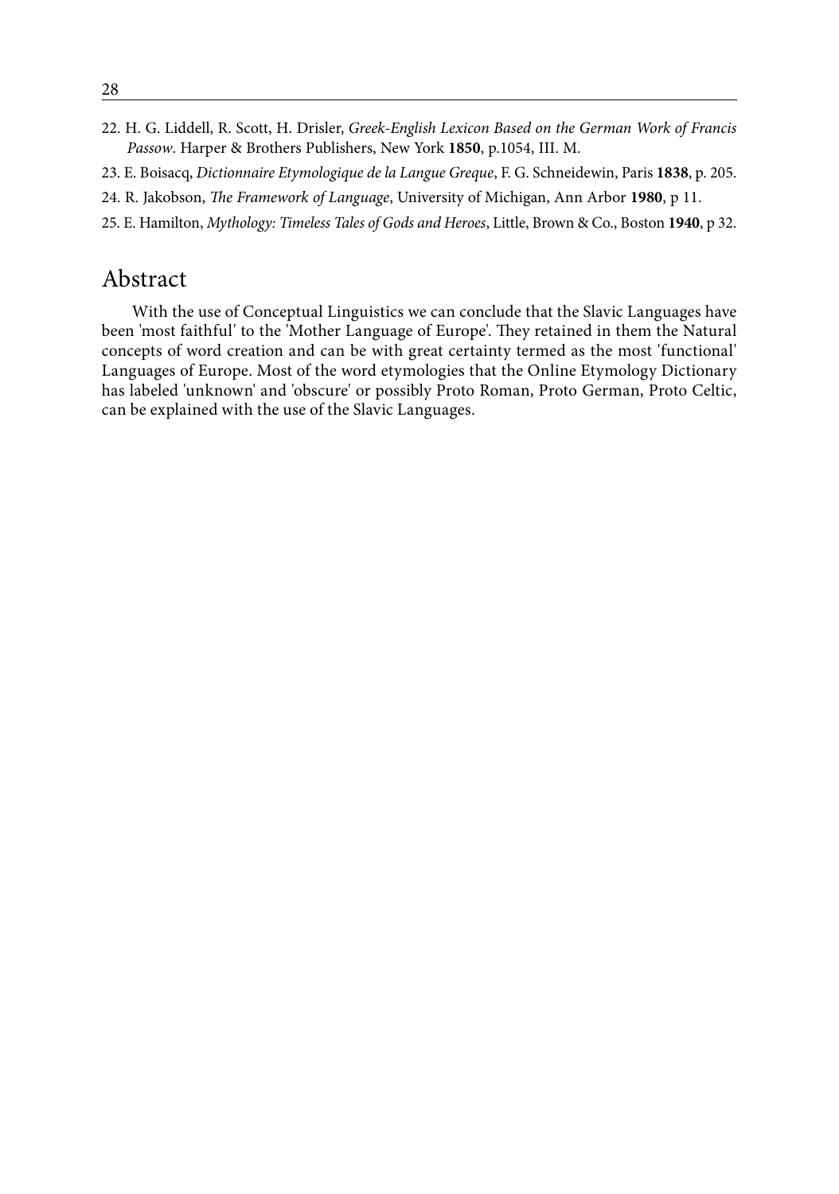22. H. G. Liddell, R. Scott, H. Drisler, *Greek-English Lexicon Based on the German Work of Francis Passow*. Harper & Brothers Publishers, New York **1850**, p.1054, III. M.

23. E. Boisacq, *Dictionnaire Etymologique de la Langue Greque*, F. G. Schneidewin, Paris **1838**, p. 205.

24. R. Jakobson, *The Framework of Language*, University of Michigan, Ann Arbor **1980**, p 11.

25. E. Hamilton, *Mythology: Timeless Tales of Gods and Heroes*, Little, Brown & Co., Boston **1940**, p 32.

## Abstract

With the use of Conceptual Linguistics we can conclude that the Slavic Languages have been 'most faithful' to the 'Mother Language of Europe'. They retained in them the Natural concepts of word creation and can be with great certainty termed as the most 'functional' Languages of Europe. Most of the word etymologies that the Online Etymology Dictionary has labeled 'unknown' and 'obscure' or possibly Proto Roman, Proto German, Proto Celtic, can be explained with the use of the Slavic Languages.